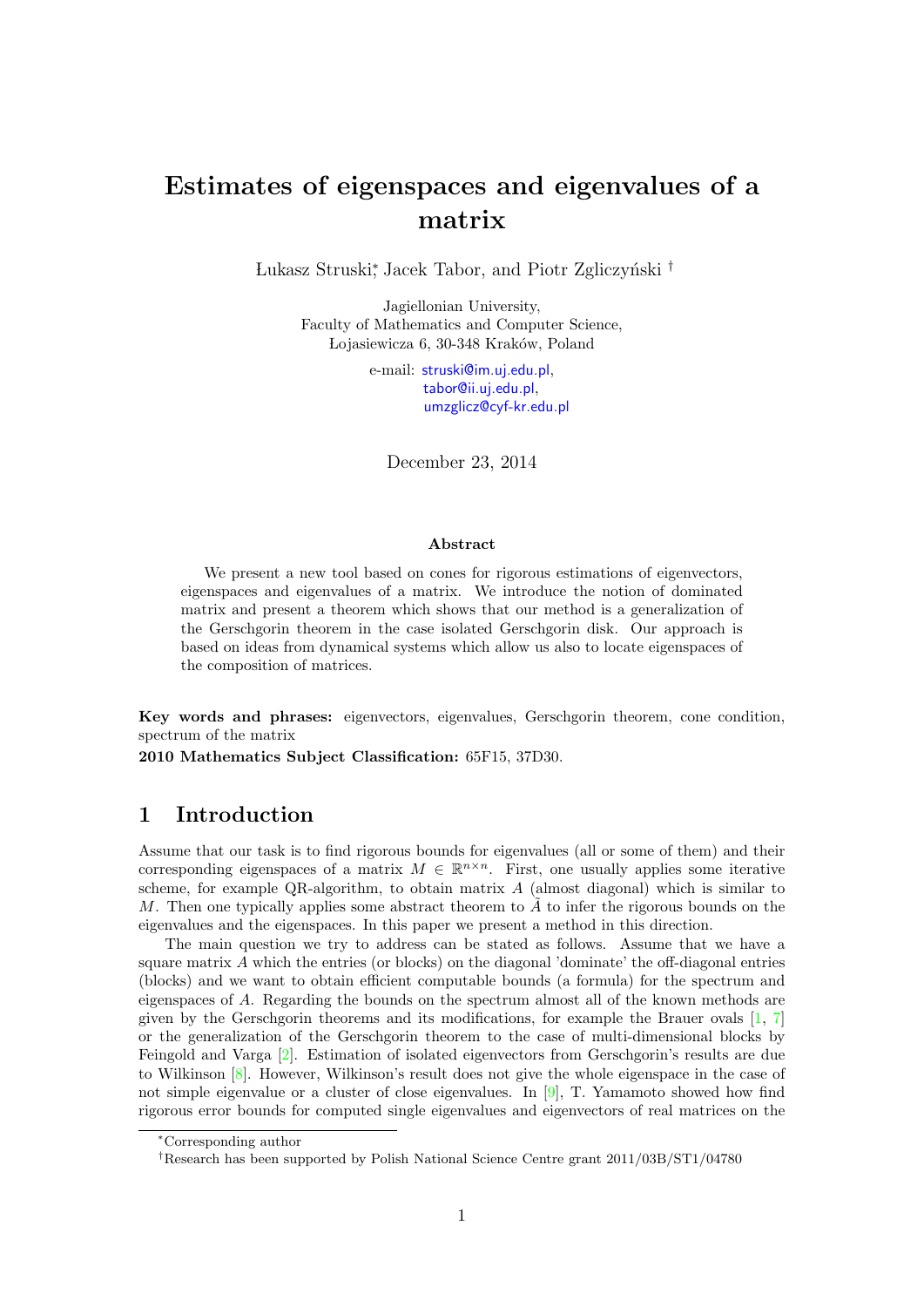# Estimates of eigenspaces and eigenvalues of a matrix

Łukasz Struski[*], Jacek Tabor, and Piotr Zgliczyński [†]

Jagiellonian University,
Faculty of Mathematics and Computer Science,
Łojasiewicza 6, 30-348 Kraków, Poland

e-mail: struski@im.uj.edu.pl,
tabor@ii.uj.edu.pl,
umzglicz@cyf-kr.edu.pl

December 23, 2014

### Abstract

We present a new tool based on cones for rigorous estimations of eigenvectors, eigenspaces and eigenvalues of a matrix. We introduce the notion of dominated matrix and present a theorem which shows that our method is a generalization of the Gerschgorin theorem in the case isolated Gerschgorin disk. Our approach is based on ideas from dynamical systems which allow us also to locate eigenspaces of the composition of matrices.

**Key words and phrases:** eigenvectors, eigenvalues, Gerschgorin theorem, cone condition, spectrum of the matrix

**2010 Mathematics Subject Classification:** 65F15, 37D30.

## 1 Introduction

Assume that our task is to find rigorous bounds for eigenvalues (all or some of them) and their corresponding eigenspaces of a matrix $M \in \mathbb{R}^{n \times n}$. First, one usually applies some iterative scheme, for example QR-algorithm, to obtain matrix $A$ (almost diagonal) which is similar to $M$. Then one typically applies some abstract theorem to $\tilde{A}$ to infer the rigorous bounds on the eigenvalues and the eigenspaces. In this paper we present a method in this direction.

The main question we try to address can be stated as follows. Assume that we have a square matrix $A$ which the entries (or blocks) on the diagonal 'dominate' the off-diagonal entries (blocks) and we want to obtain efficient computable bounds (a formula) for the spectrum and eigenspaces of $A$. Regarding the bounds on the spectrum almost all of the known methods are given by the Gerschgorin theorems and its modifications, for example the Brauer ovals [1, 7] or the generalization of the Gerschgorin theorem to the case of multi-dimensional blocks by Feingold and Varga [2]. Estimation of isolated eigenvectors from Gerschgorin's results are due to Wilkinson [8]. However, Wilkinson's result does not give the whole eigenspace in the case of not simple eigenvalue or a cluster of close eigenvalues. In [9], T. Yamamoto showed how find rigorous error bounds for computed single eigenvalues and eigenvectors of real matrices on the

[*]Corresponding author

[†]Research has been supported by Polish National Science Centre grant 2011/03B/ST1/04780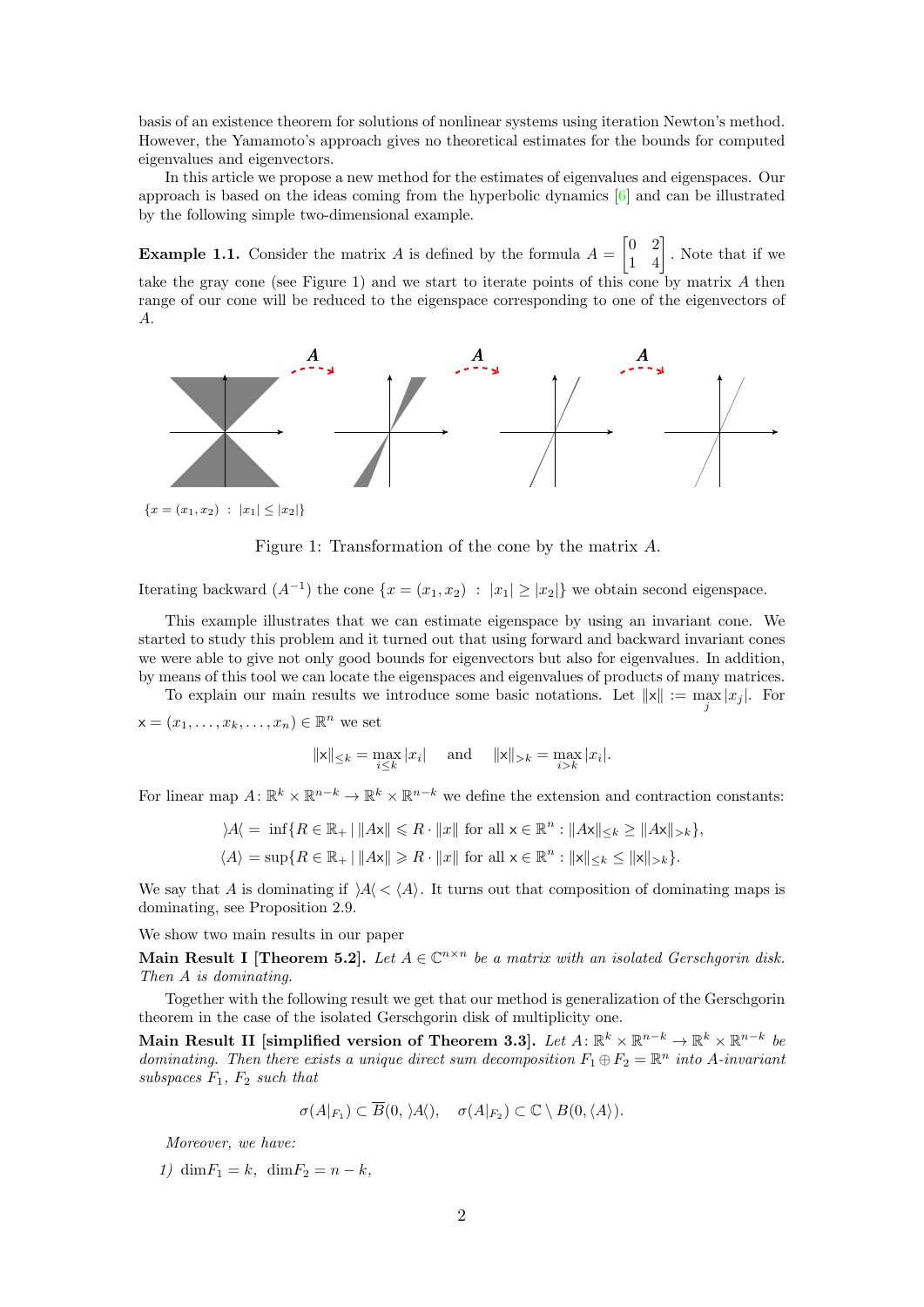basis of an existence theorem for solutions of nonlinear systems using iteration Newton's method. However, the Yamamoto's approach gives no theoretical estimates for the bounds for computed eigenvalues and eigenvectors.

In this article we propose a new method for the estimates of eigenvalues and eigenspaces. Our approach is based on the ideas coming from the hyperbolic dynamics [6] and can be illustrated by the following simple two-dimensional example.

**Example 1.1.** Consider the matrix $A$ is defined by the formula $A = \begin{bmatrix} 0 & 2 \\ 1 & 4 \end{bmatrix}$. Note that if we take the gray cone (see Figure 1) and we start to iterate points of this cone by matrix $A$ then range of our cone will be reduced to the eigenspace corresponding to one of the eigenvectors of $A$.

$\{x = (x_1, x_2) \ : \ |x_1| \leq |x_2|\}$

Figure 1: Transformation of the cone by the matrix $A$.

Iterating backward ($A^{-1}$) the cone $\{x = (x_1, x_2) \ : \ |x_1| \geq |x_2|\}$ we obtain second eigenspace.

This example illustrates that we can estimate eigenspace by using an invariant cone. We started to study this problem and it turned out that using forward and backward invariant cones we were able to give not only good bounds for eigenvectors but also for eigenvalues. In addition, by means of this tool we can locate the eigenspaces and eigenvalues of products of many matrices.

To explain our main results we introduce some basic notations. Let $\|\mathsf{x}\| := \max_j |x_j|$. For $\mathsf{x} = (x_1, \ldots, x_k, \ldots, x_n) \in \mathbb{R}^n$ we set

$$\|\mathsf{x}\|_{\leq k} = \max_{i \leq k} |x_i| \quad \text{and} \quad \|\mathsf{x}\|_{>k} = \max_{i>k} |x_i|.$$

For linear map $A \colon \mathbb{R}^k \times \mathbb{R}^{n-k} \to \mathbb{R}^k \times \mathbb{R}^{n-k}$ we define the extension and contraction constants:

$$\rangle A \langle \, = \, \inf\{R \in \mathbb{R}_+ \mid \|A\mathsf{x}\| \leqslant R \cdot \|x\| \text{ for all } \mathsf{x} \in \mathbb{R}^n : \|A\mathsf{x}\|_{\leq k} \geq \|A\mathsf{x}\|_{>k}\},$$

$$\langle A \rangle = \sup\{R \in \mathbb{R}_+ \mid \|A\mathsf{x}\| \geqslant R \cdot \|x\| \text{ for all } \mathsf{x} \in \mathbb{R}^n : \|\mathsf{x}\|_{\leq k} \leq \|\mathsf{x}\|_{>k}\}.$$

We say that $A$ is dominating if $\rangle A \langle < \langle A \rangle$. It turns out that composition of dominating maps is dominating, see Proposition 2.9.

We show two main results in our paper

**Main Result I [Theorem 5.2].** *Let $A \in \mathbb{C}^{n \times n}$ be a matrix with an isolated Gerschgorin disk. Then $A$ is dominating.*

Together with the following result we get that our method is generalization of the Gerschgorin theorem in the case of the isolated Gerschgorin disk of multiplicity one.

**Main Result II [simplified version of Theorem 3.3].** *Let $A \colon \mathbb{R}^k \times \mathbb{R}^{n-k} \to \mathbb{R}^k \times \mathbb{R}^{n-k}$ be dominating. Then there exists a unique direct sum decomposition $F_1 \oplus F_2 = \mathbb{R}^n$ into $A$-invariant subspaces $F_1$, $F_2$ such that*

$$\sigma(A|_{F_1}) \subset \overline{B}(0, \rangle A \langle), \quad \sigma(A|_{F_2}) \subset \mathbb{C} \setminus B(0, \langle A \rangle).$$

*Moreover, we have:*

*1)* $\dim F_1 = k, \ \dim F_2 = n - k,$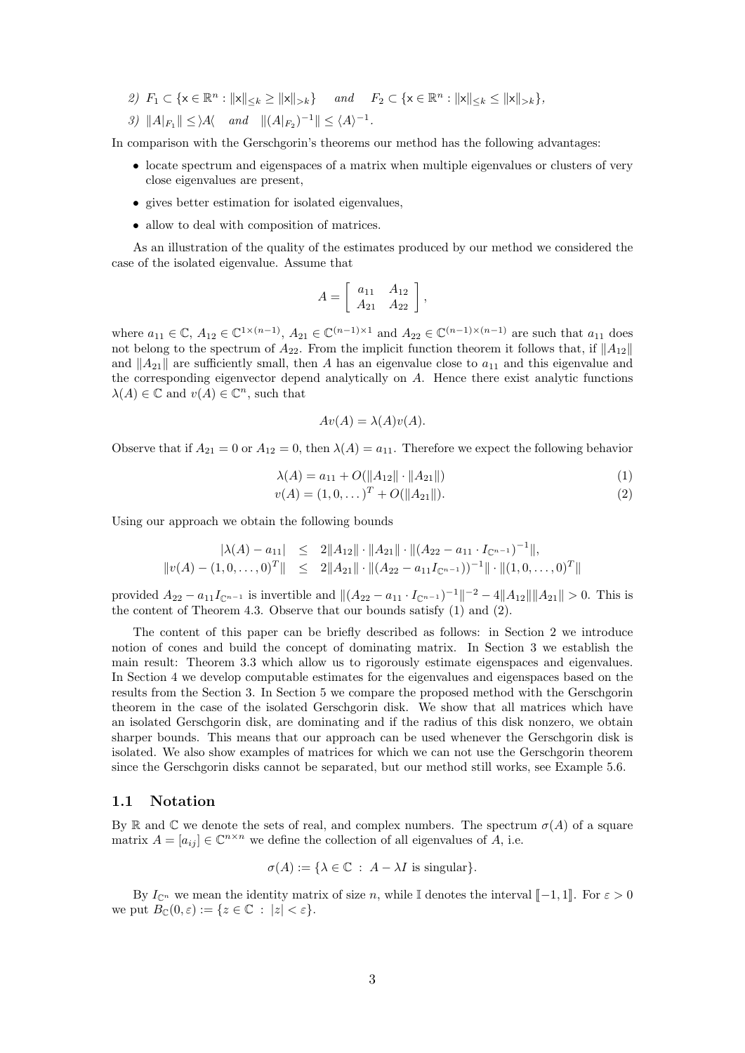2) $F_1 \subset \{\mathsf{x} \in \mathbb{R}^n : \|\mathsf{x}\|_{\leq k} \geq \|\mathsf{x}\|_{>k}\}$ *and* $F_2 \subset \{\mathsf{x} \in \mathbb{R}^n : \|\mathsf{x}\|_{\leq k} \leq \|\mathsf{x}\|_{>k}\}$,

3) $\|A|_{F_1}\| \leq \rangle A \langle$ *and* $\|(A|_{F_2})^{-1}\| \leq \langle A \rangle^{-1}$.

In comparison with the Gerschgorin's theorems our method has the following advantages:

- locate spectrum and eigenspaces of a matrix when multiple eigenvalues or clusters of very close eigenvalues are present,
- gives better estimation for isolated eigenvalues,
- allow to deal with composition of matrices.

As an illustration of the quality of the estimates produced by our method we considered the case of the isolated eigenvalue. Assume that

$$A = \left[ \begin{array}{cc} a_{11} & A_{12} \\ A_{21} & A_{22} \end{array} \right],$$

where $a_{11} \in \mathbb{C}$, $A_{12} \in \mathbb{C}^{1\times(n-1)}$, $A_{21} \in \mathbb{C}^{(n-1)\times 1}$ and $A_{22} \in \mathbb{C}^{(n-1)\times(n-1)}$ are such that $a_{11}$ does not belong to the spectrum of $A_{22}$. From the implicit function theorem it follows that, if $\|A_{12}\|$ and $\|A_{21}\|$ are sufficiently small, then $A$ has an eigenvalue close to $a_{11}$ and this eigenvalue and the corresponding eigenvector depend analytically on $A$. Hence there exist analytic functions $\lambda(A) \in \mathbb{C}$ and $v(A) \in \mathbb{C}^n$, such that

$$Av(A) = \lambda(A)v(A).$$

Observe that if $A_{21} = 0$ or $A_{12} = 0$, then $\lambda(A) = a_{11}$. Therefore we expect the following behavior

$$\lambda(A) = a_{11} + O(\|A_{12}\| \cdot \|A_{21}\|) \tag{1}$$

$$v(A) = (1, 0, \dots)^T + O(\|A_{21}\|). \tag{2}$$

Using our approach we obtain the following bounds

$$\begin{aligned} |\lambda(A) - a_{11}| &\leq 2\|A_{12}\| \cdot \|A_{21}\| \cdot \|(A_{22} - a_{11} \cdot I_{\mathbb{C}^{n-1}})^{-1}\|, \\ \|v(A) - (1, 0, \dots, 0)^T\| &\leq 2\|A_{21}\| \cdot \|(A_{22} - a_{11} I_{\mathbb{C}^{n-1}}))^{-1}\| \cdot \|(1, 0, \dots, 0)^T\| \end{aligned}$$

provided $A_{22} - a_{11} I_{\mathbb{C}^{n-1}}$ is invertible and $\|(A_{22} - a_{11} \cdot I_{\mathbb{C}^{n-1}})^{-1}\|^{-2} - 4\|A_{12}\|\|A_{21}\| > 0$. This is the content of Theorem 4.3. Observe that our bounds satisfy (1) and (2).

The content of this paper can be briefly described as follows: in Section 2 we introduce notion of cones and build the concept of dominating matrix. In Section 3 we establish the main result: Theorem 3.3 which allow us to rigorously estimate eigenspaces and eigenvalues. In Section 4 we develop computable estimates for the eigenvalues and eigenspaces based on the results from the Section 3. In Section 5 we compare the proposed method with the Gerschgorin theorem in the case of the isolated Gerschgorin disk. We show that all matrices which have an isolated Gerschgorin disk, are dominating and if the radius of this disk nonzero, we obtain sharper bounds. This means that our approach can be used whenever the Gerschgorin disk is isolated. We also show examples of matrices for which we can not use the Gerschgorin theorem since the Gerschgorin disks cannot be separated, but our method still works, see Example 5.6.

## 1.1 Notation

By $\mathbb{R}$ and $\mathbb{C}$ we denote the sets of real, and complex numbers. The spectrum $\sigma(A)$ of a square matrix $A = [a_{ij}] \in \mathbb{C}^{n\times n}$ we define the collection of all eigenvalues of $A$, i.e.

$$\sigma(A) := \{\lambda \in \mathbb{C} \ : \ A - \lambda I \text{ is singular}\}.$$

By $I_{\mathbb{C}^n}$ we mean the identity matrix of size $n$, while $\mathbb{I}$ denotes the interval $[\![-1, 1]\!]$. For $\varepsilon > 0$ we put $B_{\mathbb{C}}(0, \varepsilon) := \{z \in \mathbb{C} \ : \ |z| < \varepsilon\}$.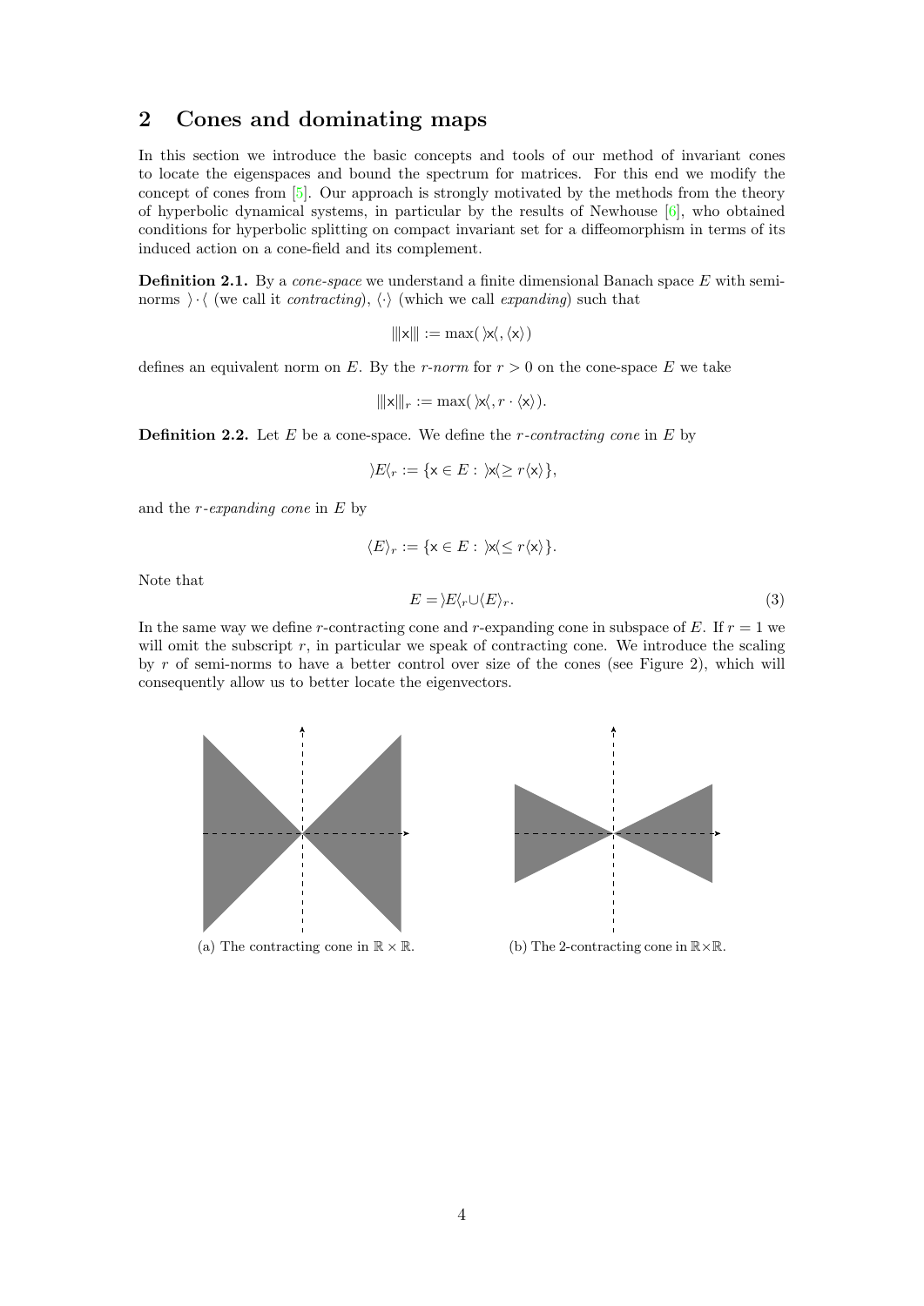## 2 Cones and dominating maps

In this section we introduce the basic concepts and tools of our method of invariant cones to locate the eigenspaces and bound the spectrum for matrices. For this end we modify the concept of cones from [5]. Our approach is strongly motivated by the methods from the theory of hyperbolic dynamical systems, in particular by the results of Newhouse [6], who obtained conditions for hyperbolic splitting on compact invariant set for a diffeomorphism in terms of its induced action on a cone-field and its complement.

**Definition 2.1.** By a *cone-space* we understand a finite dimensional Banach space $E$ with semi-norms $\rangle\cdot\langle$ (we call it *contracting*), $\langle\cdot\rangle$ (which we call *expanding*) such that

$$|||\mathsf{x}||| := \max(\rangle\mathsf{x}\langle, \langle\mathsf{x}\rangle)$$

defines an equivalent norm on $E$. By the *r-norm* for $r > 0$ on the cone-space $E$ we take

$$|||\mathsf{x}|||_r := \max(\rangle\mathsf{x}\langle, r \cdot \langle\mathsf{x}\rangle).$$

**Definition 2.2.** Let $E$ be a cone-space. We define the *r-contracting cone* in $E$ by

$$\rangle E\langle_r := \{\mathsf{x} \in E : \rangle\mathsf{x}\langle \geq r\langle\mathsf{x}\rangle\},$$

and the *r-expanding cone* in $E$ by

$$\langle E\rangle_r := \{\mathsf{x} \in E : \rangle\mathsf{x}\langle \leq r\langle\mathsf{x}\rangle\}.$$

Note that

$$E = \rangle E\langle_r \cup \langle E\rangle_r. \tag{3}$$

In the same way we define $r$-contracting cone and $r$-expanding cone in subspace of $E$. If $r = 1$ we will omit the subscript $r$, in particular we speak of contracting cone. We introduce the scaling by $r$ of semi-norms to have a better control over size of the cones (see Figure 2), which will consequently allow us to better locate the eigenvectors.

(a) The contracting cone in $\mathbb{R} \times \mathbb{R}$.

(b) The 2-contracting cone in $\mathbb{R}\times\mathbb{R}$.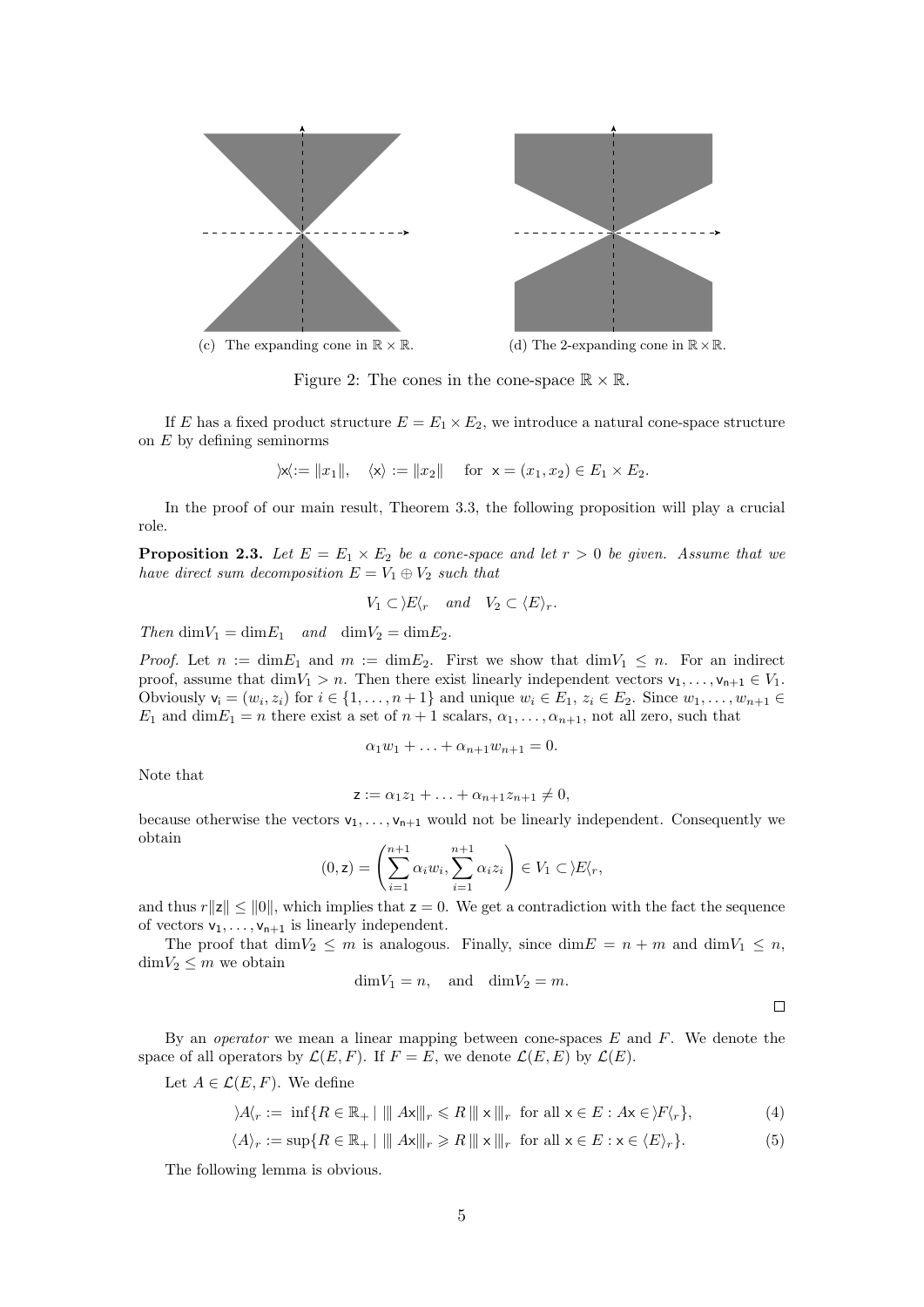(c) The expanding cone in $\mathbb{R} \times \mathbb{R}$.

(d) The 2-expanding cone in $\mathbb{R} \times \mathbb{R}$.

Figure 2: The cones in the cone-space $\mathbb{R} \times \mathbb{R}$.

If $E$ has a fixed product structure $E = E_1 \times E_2$, we introduce a natural cone-space structure on $E$ by defining seminorms

$$\rangle \mathsf{x} \langle := \|x_1\|, \quad \langle \mathsf{x} \rangle := \|x_2\| \quad \text{for } \mathsf{x} = (x_1, x_2) \in E_1 \times E_2.$$

In the proof of our main result, Theorem 3.3, the following proposition will play a crucial role.

**Proposition 2.3.** *Let $E = E_1 \times E_2$ be a cone-space and let $r > 0$ be given. Assume that we have direct sum decomposition $E = V_1 \oplus V_2$ such that*

$$V_1 \subset \rangle E \langle_r \quad \textit{and} \quad V_2 \subset \langle E \rangle_r.$$

*Then* $\dim V_1 = \dim E_1$ *and* $\dim V_2 = \dim E_2$.

*Proof.* Let $n := \dim E_1$ and $m := \dim E_2$. First we show that $\dim V_1 \leq n$. For an indirect proof, assume that $\dim V_1 > n$. Then there exist linearly independent vectors $\mathsf{v}_1, \ldots, \mathsf{v}_{n+1} \in V_1$. Obviously $\mathsf{v}_i = (w_i, z_i)$ for $i \in \{1, \ldots, n+1\}$ and unique $w_i \in E_1$, $z_i \in E_2$. Since $w_1, \ldots, w_{n+1} \in E_1$ and $\dim E_1 = n$ there exist a set of $n+1$ scalars, $\alpha_1, \ldots, \alpha_{n+1}$, not all zero, such that

$$\alpha_1 w_1 + \ldots + \alpha_{n+1} w_{n+1} = 0.$$

Note that

$$\mathsf{z} := \alpha_1 z_1 + \ldots + \alpha_{n+1} z_{n+1} \neq 0,$$

because otherwise the vectors $\mathsf{v}_1, \ldots, \mathsf{v}_{n+1}$ would not be linearly independent. Consequently we obtain

$$(0, \mathsf{z}) = \left( \sum_{i=1}^{n+1} \alpha_i w_i, \sum_{i=1}^{n+1} \alpha_i z_i \right) \in V_1 \subset \rangle E \langle_r,$$

and thus $r\|\mathsf{z}\| \leq \|0\|$, which implies that $\mathsf{z} = 0$. We get a contradiction with the fact the sequence of vectors $\mathsf{v}_1, \ldots, \mathsf{v}_{n+1}$ is linearly independent.

The proof that $\dim V_2 \leq m$ is analogous. Finally, since $\dim E = n + m$ and $\dim V_1 \leq n$, $\dim V_2 \leq m$ we obtain

$$\dim V_1 = n, \quad \text{and} \quad \dim V_2 = m.$$

$\square$

By an *operator* we mean a linear mapping between cone-spaces $E$ and $F$. We denote the space of all operators by $\mathcal{L}(E, F)$. If $F = E$, we denote $\mathcal{L}(E, E)$ by $\mathcal{L}(E)$.

Let $A \in \mathcal{L}(E, F)$. We define

$$\rangle A \langle_r := \inf\{R \in \mathbb{R}_+ \mid \||A\mathsf{x}\||_r \leqslant R \||\mathsf{x}\||_r \text{ for all } \mathsf{x} \in E : A\mathsf{x} \in \rangle F \langle_r\}, \tag{4}$$

$$\langle A \rangle_r := \sup\{R \in \mathbb{R}_+ \mid \||A\mathsf{x}\||_r \geqslant R \||\mathsf{x}\||_r \text{ for all } \mathsf{x} \in E : \mathsf{x} \in \langle E \rangle_r\}. \tag{5}$$

The following lemma is obvious.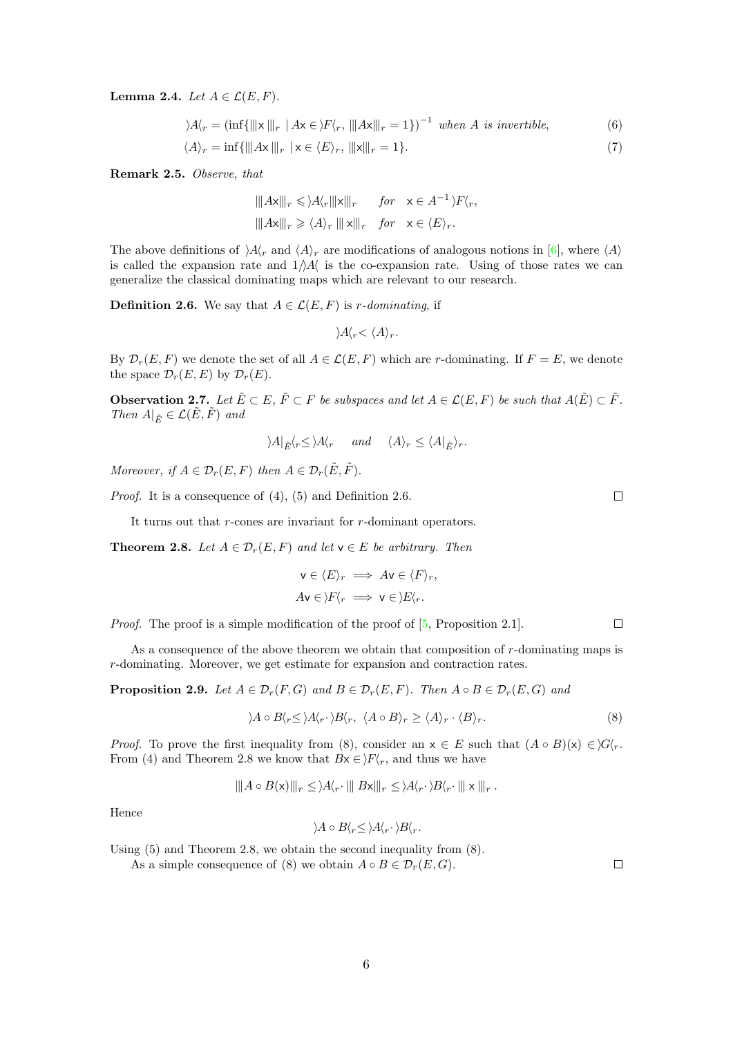**Lemma 2.4.** *Let $A \in \mathcal{L}(E, F)$.*

$$\rangle A \langle_r = \left(\inf\{|||\mathsf{x}\,|||_r \mid A\mathsf{x} \in \rangle F\langle_r,\ |||A\mathsf{x}|||_r = 1\}\right)^{-1} \text{ when } A \text{ is invertible,} \tag{6}$$

$$\langle A \rangle_r = \inf\{|||A\mathsf{x}\,|||_r \mid \mathsf{x} \in \langle E \rangle_r,\ |||\mathsf{x}|||_r = 1\}. \tag{7}$$

**Remark 2.5.** *Observe, that*

$$|||A\mathsf{x}|||_r \leqslant \rangle A \langle_r |||\mathsf{x}|||_r \quad \text{for} \quad \mathsf{x} \in A^{-1} \rangle F \langle_r,$$
$$|||A\mathsf{x}|||_r \geqslant \langle A \rangle_r\, |||\,\mathsf{x}|||_r \quad \text{for} \quad \mathsf{x} \in \langle E \rangle_r.$$

The above definitions of $\rangle A \langle_r$ and $\langle A \rangle_r$ are modifications of analogous notions in [6], where $\langle A \rangle$ is called the expansion rate and $1/\rangle A \langle$ is the co-expansion rate. Using of those rates we can generalize the classical dominating maps which are relevant to our research.

**Definition 2.6.** We say that $A \in \mathcal{L}(E, F)$ is *r-dominating*, if

$$\rangle A \langle_r < \langle A \rangle_r.$$

By $\mathcal{D}_r(E, F)$ we denote the set of all $A \in \mathcal{L}(E, F)$ which are $r$-dominating. If $F = E$, we denote the space $\mathcal{D}_r(E, E)$ by $\mathcal{D}_r(E)$.

**Observation 2.7.** *Let $\tilde{E} \subset E$, $\tilde{F} \subset F$ be subspaces and let $A \in \mathcal{L}(E, F)$ be such that $A(\tilde{E}) \subset \tilde{F}$. Then $A|_{\tilde{E}} \in \mathcal{L}(\tilde{E}, \tilde{F})$ and*

$$\rangle A|_{\tilde{E}} \langle_r \leq \rangle A \langle_r \quad \text{and} \quad \langle A \rangle_r \leq \langle A|_{\tilde{E}} \rangle_r.$$

*Moreover, if $A \in \mathcal{D}_r(E, F)$ then $A \in \mathcal{D}_r(\tilde{E}, \tilde{F})$.*

*Proof.* It is a consequence of (4), (5) and Definition 2.6. $\square$

It turns out that $r$-cones are invariant for $r$-dominant operators.

**Theorem 2.8.** *Let $A \in \mathcal{D}_r(E, F)$ and let $\mathsf{v} \in E$ be arbitrary. Then*

$$\mathsf{v} \in \langle E \rangle_r \implies A\mathsf{v} \in \langle F \rangle_r,$$
$$A\mathsf{v} \in \rangle F \langle_r \implies \mathsf{v} \in \rangle E \langle_r.$$

*Proof.* The proof is a simple modification of the proof of [5, Proposition 2.1]. $\square$

As a consequence of the above theorem we obtain that composition of $r$-dominating maps is $r$-dominating. Moreover, we get estimate for expansion and contraction rates.

**Proposition 2.9.** *Let $A \in \mathcal{D}_r(F, G)$ and $B \in \mathcal{D}_r(E, F)$. Then $A \circ B \in \mathcal{D}_r(E, G)$ and*

$$\rangle A \circ B \langle_r \leq \rangle A \langle_r \cdot \rangle B \langle_r,\ \ \langle A \circ B \rangle_r \geq \langle A \rangle_r \cdot \langle B \rangle_r. \tag{8}$$

*Proof.* To prove the first inequality from (8), consider an $\mathsf{x} \in E$ such that $(A \circ B)(\mathsf{x}) \in \rangle G \langle_r$. From (4) and Theorem 2.8 we know that $B\mathsf{x} \in \rangle F \langle_r$, and thus we have

$$|||A \circ B(\mathsf{x})|||_r \leq \rangle A \langle_r \cdot |||\, B\mathsf{x}|||_r \leq \rangle A \langle_r \cdot \rangle B \langle_r \cdot |||\,\mathsf{x}\,|||_r\,.$$

Hence

$$\rangle A \circ B \langle_r \leq \rangle A \langle_r \cdot \rangle B \langle_r.$$

Using (5) and Theorem 2.8, we obtain the second inequality from (8).

As a simple consequence of (8) we obtain $A \circ B \in \mathcal{D}_r(E, G)$. $\square$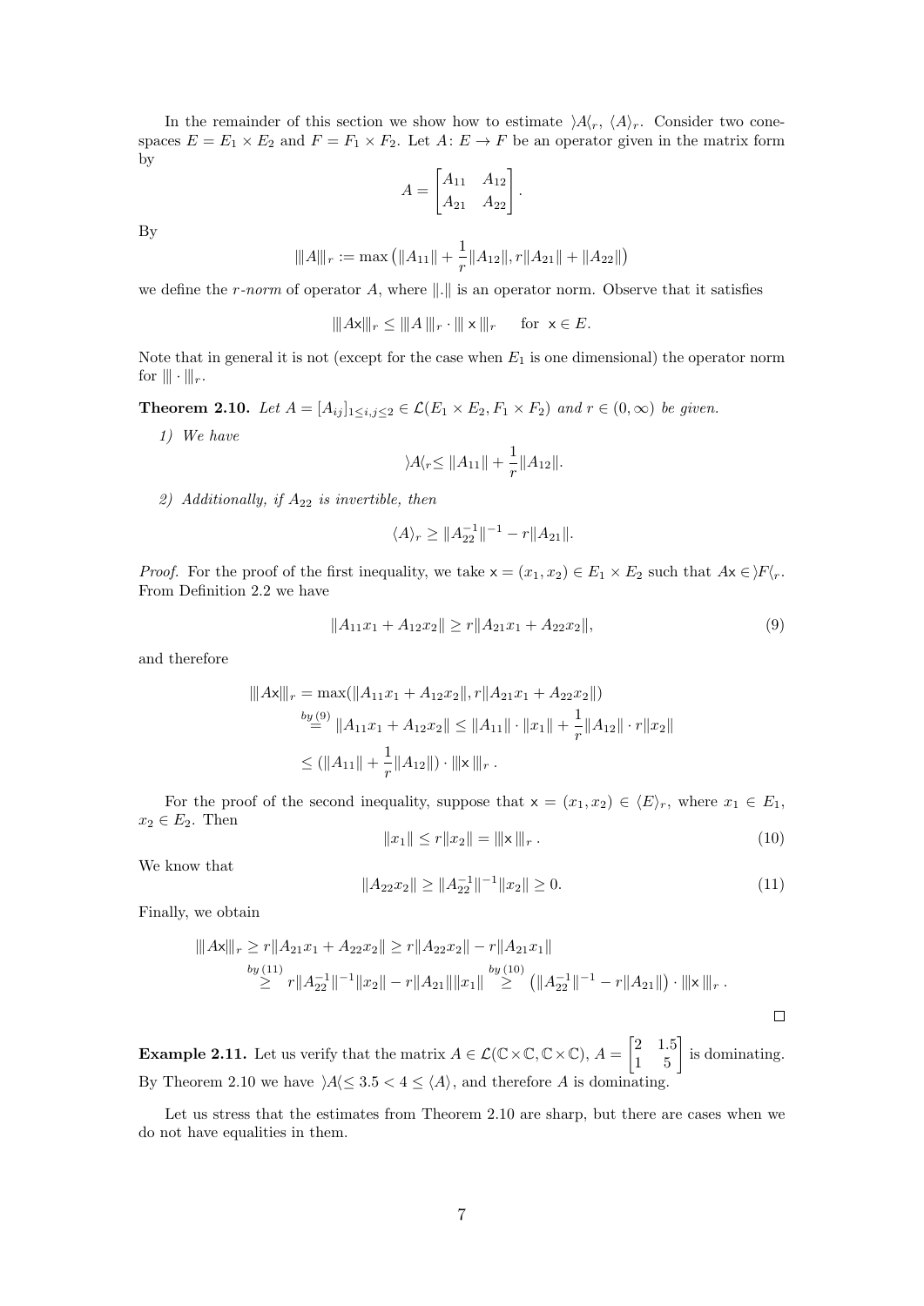In the remainder of this section we show how to estimate $\rangle A\langle_r$, $\langle A\rangle_r$. Consider two cone-spaces $E = E_1 \times E_2$ and $F = F_1 \times F_2$. Let $A\colon E \to F$ be an operator given in the matrix form by

$$A = \begin{bmatrix} A_{11} & A_{12} \\ A_{21} & A_{22} \end{bmatrix}.$$

By

$$|||A|||_r := \max\left(\|A_{11}\| + \frac{1}{r}\|A_{12}\|, r\|A_{21}\| + \|A_{22}\|\right)$$

we define the *r-norm* of operator $A$, where $\|.\|$ is an operator norm. Observe that it satisfies

$$|||A\mathsf{x}|||_r \le |||A\,|||_r \cdot |||\,\mathsf{x}\,|||_r \qquad \text{for } \mathsf{x} \in E.$$

Note that in general it is not (except for the case when $E_1$ is one dimensional) the operator norm for $|||\cdot|||_r$.

**Theorem 2.10.** *Let $A = [A_{ij}]_{1\le i,j\le 2} \in \mathcal{L}(E_1 \times E_2, F_1 \times F_2)$ and $r \in (0, \infty)$ be given.*

*1) We have*

$$\rangle A\langle_r \le \|A_{11}\| + \frac{1}{r}\|A_{12}\|.$$

*2) Additionally, if $A_{22}$ is invertible, then*

$$\langle A\rangle_r \ge \|A_{22}^{-1}\|^{-1} - r\|A_{21}\|.$$

*Proof.* For the proof of the first inequality, we take $\mathsf{x} = (x_1, x_2) \in E_1 \times E_2$ such that $A\mathsf{x} \in \rangle F\langle_r$. From Definition 2.2 we have

$$\|A_{11}x_1 + A_{12}x_2\| \ge r\|A_{21}x_1 + A_{22}x_2\|, \tag{9}$$

and therefore

$$\begin{aligned}
|||A\mathsf{x}|||_r &= \max(\|A_{11}x_1 + A_{12}x_2\|, r\|A_{21}x_1 + A_{22}x_2\|) \\
&\overset{by\,(9)}{=} \|A_{11}x_1 + A_{12}x_2\| \le \|A_{11}\| \cdot \|x_1\| + \frac{1}{r}\|A_{12}\| \cdot r\|x_2\| \\
&\le (\|A_{11}\| + \frac{1}{r}\|A_{12}\|) \cdot |||\mathsf{x}\,|||_r\,.
\end{aligned}$$

For the proof of the second inequality, suppose that $\mathsf{x} = (x_1, x_2) \in \langle E\rangle_r$, where $x_1 \in E_1$, $x_2 \in E_2$. Then

$$\|x_1\| \le r\|x_2\| = |||\mathsf{x}\,|||_r\,. \tag{10}$$

We know that

$$\|A_{22}x_2\| \ge \|A_{22}^{-1}\|^{-1}\|x_2\| \ge 0. \tag{11}$$

Finally, we obtain

$$\begin{aligned}
|||A\mathsf{x}|||_r &\ge r\|A_{21}x_1 + A_{22}x_2\| \ge r\|A_{22}x_2\| - r\|A_{21}x_1\| \\
&\overset{by\,(11)}{\ge} r\|A_{22}^{-1}\|^{-1}\|x_2\| - r\|A_{21}\|\|x_1\| \overset{by\,(10)}{\ge} \left(\|A_{22}^{-1}\|^{-1} - r\|A_{21}\|\right) \cdot |||\mathsf{x}\,|||_r\,.
\end{aligned}$$

□

**Example 2.11.** Let us verify that the matrix $A \in \mathcal{L}(\mathbb{C}\times\mathbb{C}, \mathbb{C}\times\mathbb{C})$, $A = \begin{bmatrix} 2 & 1.5 \\ 1 & 5 \end{bmatrix}$ is dominating. By Theorem 2.10 we have $\rangle A\langle \le 3.5 < 4 \le \langle A\rangle$, and therefore $A$ is dominating.

Let us stress that the estimates from Theorem 2.10 are sharp, but there are cases when we do not have equalities in them.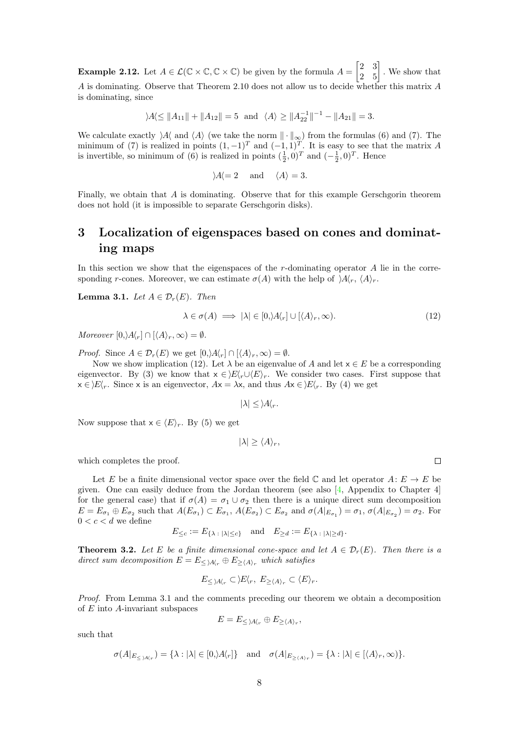**Example 2.12.** Let $A \in \mathcal{L}(\mathbb{C} \times \mathbb{C}, \mathbb{C} \times \mathbb{C})$ be given by the formula $A = \begin{bmatrix} 2 & 3 \\ 2 & 5 \end{bmatrix}$. We show that $A$ is dominating. Observe that Theorem 2.10 does not allow us to decide whether this matrix $A$ is dominating, since

$$\rangle A \langle \leq \|A_{11}\| + \|A_{12}\| = 5 \quad \text{and} \quad \langle A \rangle \geq \|A_{22}^{-1}\|^{-1} - \|A_{21}\| = 3.$$

We calculate exactly $\rangle A \langle$ and $\langle A \rangle$ (we take the norm $\|\cdot\|_\infty$) from the formulas (6) and (7). The minimum of (7) is realized in points $(1,-1)^T$ and $(-1,1)^T$. It is easy to see that the matrix $A$ is invertible, so minimum of (6) is realized in points $(\frac{1}{2},0)^T$ and $(-\frac{1}{2},0)^T$. Hence

$$\rangle A \langle = 2 \quad \text{and} \quad \langle A \rangle = 3.$$

Finally, we obtain that $A$ is dominating. Observe that for this example Gerschgorin theorem does not hold (it is impossible to separate Gerschgorin disks).

# 3 Localization of eigenspaces based on cones and dominating maps

In this section we show that the eigenspaces of the $r$-dominating operator $A$ lie in the corresponding $r$-cones. Moreover, we can estimate $\sigma(A)$ with the help of $\rangle A \langle_r$, $\langle A \rangle_r$.

**Lemma 3.1.** *Let $A \in \mathcal{D}_r(E)$. Then*

$$\lambda \in \sigma(A) \implies |\lambda| \in [0, \rangle A \langle_r] \cup [\langle A \rangle_r, \infty). \tag{12}$$

*Moreover $[0, \rangle A \langle_r] \cap [\langle A \rangle_r, \infty) = \emptyset$.*

*Proof.* Since $A \in \mathcal{D}_r(E)$ we get $[0, \rangle A \langle_r] \cap [\langle A \rangle_r, \infty) = \emptyset$.

Now we show implication (12). Let $\lambda$ be an eigenvalue of $A$ and let $\mathsf{x} \in E$ be a corresponding eigenvector. By (3) we know that $\mathsf{x} \in \rangle E \langle_r \cup \langle E \rangle_r$. We consider two cases. First suppose that $\mathsf{x} \in \rangle E \langle_r$. Since $\mathsf{x}$ is an eigenvector, $A\mathsf{x} = \lambda \mathsf{x}$, and thus $A\mathsf{x} \in \rangle E \langle_r$. By (4) we get

$$|\lambda| \leq \rangle A \langle_r.$$

Now suppose that $\mathsf{x} \in \langle E \rangle_r$. By (5) we get

$$|\lambda| \geq \langle A \rangle_r,$$

which completes the proof. $\square$

Let $E$ be a finite dimensional vector space over the field $\mathbb{C}$ and let operator $A \colon E \to E$ be given. One can easily deduce from the Jordan theorem (see also [4, Appendix to Chapter 4] for the general case) that if $\sigma(A) = \sigma_1 \cup \sigma_2$ then there is a unique direct sum decomposition $E = E_{\sigma_1} \oplus E_{\sigma_2}$ such that $A(E_{\sigma_1}) \subset E_{\sigma_1}$, $A(E_{\sigma_2}) \subset E_{\sigma_2}$ and $\sigma(A|_{E_{\sigma_1}}) = \sigma_1$, $\sigma(A|_{E_{\sigma_2}}) = \sigma_2$. For $0 < c < d$ we define

$$E_{\leq c} := E_{\{\lambda \,:\, |\lambda| \leq c\}} \quad \text{and} \quad E_{\geq d} := E_{\{\lambda \,:\, |\lambda| \geq d\}}.$$

**Theorem 3.2.** *Let $E$ be a finite dimensional cone-space and let $A \in \mathcal{D}_r(E)$. Then there is a direct sum decomposition $E = E_{\leq \rangle A \langle_r} \oplus E_{\geq \langle A \rangle_r}$ which satisfies*

$$E_{\leq \rangle A \langle_r} \subset \rangle E \langle_r, \; E_{\geq \langle A \rangle_r} \subset \langle E \rangle_r.$$

*Proof.* From Lemma 3.1 and the comments preceding our theorem we obtain a decomposition of $E$ into $A$-invariant subspaces

$$E = E_{\leq \rangle A \langle_r} \oplus E_{\geq \langle A \rangle_r},$$

such that

$$\sigma(A|_{E_{\leq \rangle A \langle_r}}) = \{\lambda : |\lambda| \in [0, \rangle A \langle_r]\} \quad \text{and} \quad \sigma(A|_{E_{\geq \langle A \rangle_r}}) = \{\lambda : |\lambda| \in [\langle A \rangle_r, \infty)\}.$$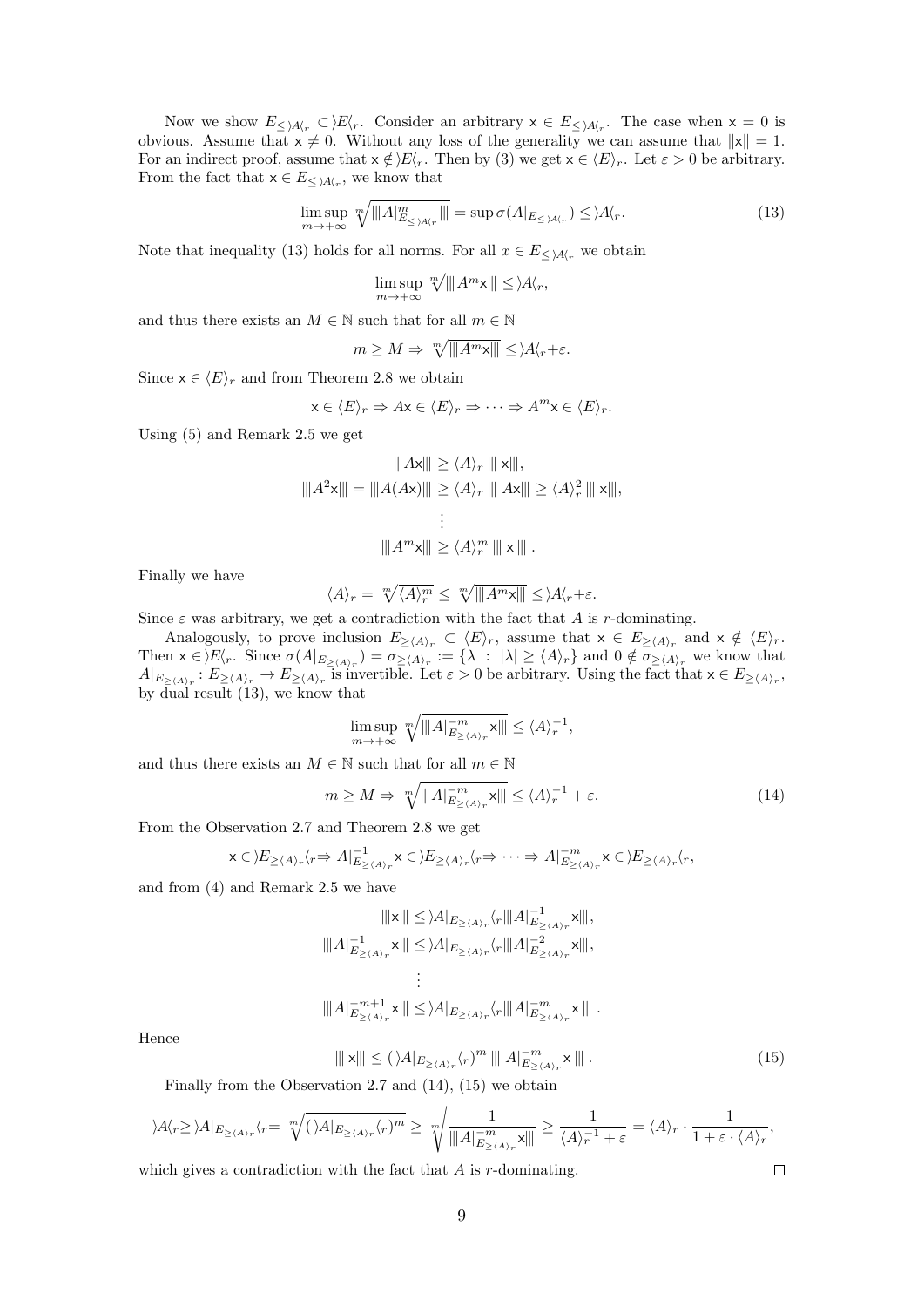Now we show $E_{\leq \rangle A \langle_r} \subset \rangle E \langle_r$. Consider an arbitrary $\mathsf{x} \in E_{\leq \rangle A \langle_r}$. The case when $\mathsf{x} = 0$ is obvious. Assume that $\mathsf{x} \neq 0$. Without any loss of the generality we can assume that $\|\mathsf{x}\| = 1$. For an indirect proof, assume that $\mathsf{x} \notin \rangle E \langle_r$. Then by (3) we get $\mathsf{x} \in \langle E \rangle_r$. Let $\varepsilon > 0$ be arbitrary. From the fact that $\mathsf{x} \in E_{\leq \rangle A \langle_r}$, we know that

$$\limsup_{m \to +\infty} \sqrt[m]{\||A|^m_{E_{\leq \rangle A \langle_r}}\||} = \sup \sigma(A|_{E_{\leq \rangle A \langle_r}}) \leq \rangle A \langle_r. \tag{13}$$

Note that inequality (13) holds for all norms. For all $x \in E_{\leq \rangle A \langle_r}$ we obtain

$$\limsup_{m \to +\infty} \sqrt[m]{\||A^m \mathsf{x}\||} \leq \rangle A \langle_r,$$

and thus there exists an $M \in \mathbb{N}$ such that for all $m \in \mathbb{N}$

$$m \geq M \Rightarrow \sqrt[m]{\||A^m \mathsf{x}\||} \leq \rangle A \langle_r + \varepsilon.$$

Since $\mathsf{x} \in \langle E \rangle_r$ and from Theorem 2.8 we obtain

$$\mathsf{x} \in \langle E \rangle_r \Rightarrow A\mathsf{x} \in \langle E \rangle_r \Rightarrow \cdots \Rightarrow A^m \mathsf{x} \in \langle E \rangle_r.$$

Using (5) and Remark 2.5 we get

$$\begin{aligned}
\||A\mathsf{x}\|| &\geq \langle A \rangle_r \, \|| \mathsf{x}\||, \\
\||A^2\mathsf{x}\|| = \||A(A\mathsf{x})\|| &\geq \langle A \rangle_r \, \|| A\mathsf{x}\|| \geq \langle A \rangle_r^2 \, \|| \mathsf{x}\||, \\
&\vdots \\
\||A^m \mathsf{x}\|| &\geq \langle A \rangle_r^m \, \|| \, \mathsf{x} \, \|| \, .
\end{aligned}$$

Finally we have

$$\langle A \rangle_r = \sqrt[m]{\langle A \rangle_r^m} \leq \sqrt[m]{\||A^m \mathsf{x}\||} \leq \rangle A \langle_r + \varepsilon.$$

Since $\varepsilon$ was arbitrary, we get a contradiction with the fact that $A$ is $r$-dominating.

Analogously, to prove inclusion $E_{\geq \langle A \rangle_r} \subset \langle E \rangle_r$, assume that $\mathsf{x} \in E_{\geq \langle A \rangle_r}$ and $\mathsf{x} \notin \langle E \rangle_r$. Then $\mathsf{x} \in \rangle E \langle_r$. Since $\sigma(A|_{E_{\geq \langle A \rangle_r}}) = \sigma_{\geq \langle A \rangle_r} := \{\lambda \ : \ |\lambda| \geq \langle A \rangle_r\}$ and $0 \notin \sigma_{\geq \langle A \rangle_r}$ we know that $A|_{E_{\geq \langle A \rangle_r}} : E_{\geq \langle A \rangle_r} \to E_{\geq \langle A \rangle_r}$ is invertible. Let $\varepsilon > 0$ be arbitrary. Using the fact that $\mathsf{x} \in E_{\geq \langle A \rangle_r}$, by dual result (13), we know that

$$\limsup_{m \to +\infty} \sqrt[m]{\||A|^{-m}_{E_{\geq \langle A \rangle_r}} \mathsf{x}\||} \leq \langle A \rangle_r^{-1},$$

and thus there exists an $M \in \mathbb{N}$ such that for all $m \in \mathbb{N}$

$$m \geq M \Rightarrow \sqrt[m]{\||A|^{-m}_{E_{\geq \langle A \rangle_r}} \mathsf{x}\||} \leq \langle A \rangle_r^{-1} + \varepsilon. \tag{14}$$

From the Observation 2.7 and Theorem 2.8 we get

$$\mathsf{x} \in \rangle E_{\geq \langle A \rangle_r} \langle_r \Rightarrow A|^{-1}_{E_{\geq \langle A \rangle_r}} \mathsf{x} \in \rangle E_{\geq \langle A \rangle_r} \langle_r \Rightarrow \cdots \Rightarrow A|^{-m}_{E_{\geq \langle A \rangle_r}} \mathsf{x} \in \rangle E_{\geq \langle A \rangle_r} \langle_r,$$

and from (4) and Remark 2.5 we have

$$\begin{aligned}
\||\mathsf{x}\|| &\leq \rangle A|_{E_{\geq \langle A \rangle_r}} \langle_r \||A|^{-1}_{E_{\geq \langle A \rangle_r}} \mathsf{x}\||, \\
\||A|^{-1}_{E_{\geq \langle A \rangle_r}} \mathsf{x}\|| &\leq \rangle A|_{E_{\geq \langle A \rangle_r}} \langle_r \||A|^{-2}_{E_{\geq \langle A \rangle_r}} \mathsf{x}\||, \\
&\vdots \\
\||A|^{-m+1}_{E_{\geq \langle A \rangle_r}} \mathsf{x}\|| &\leq \rangle A|_{E_{\geq \langle A \rangle_r}} \langle_r \||A|^{-m}_{E_{\geq \langle A \rangle_r}} \mathsf{x} \, \|| \, .
\end{aligned}$$

Hence

$$\|| \, \mathsf{x}\|| \leq (\rangle A|_{E_{\geq \langle A \rangle_r}} \langle_r)^m \, \|| \, A|^{-m}_{E_{\geq \langle A \rangle_r}} \mathsf{x} \, \|| \, . \tag{15}$$

Finally from the Observation 2.7 and (14), (15) we obtain

$$\rangle A \langle_r \geq \rangle A|_{E_{\geq \langle A \rangle_r}} \langle_r = \sqrt[m]{(\rangle A|_{E_{\geq \langle A \rangle_r}} \langle_r)^m} \geq \sqrt[m]{\frac{1}{\||A|^{-m}_{E_{\geq \langle A \rangle_r}} \mathsf{x}\||}} \geq \frac{1}{\langle A \rangle_r^{-1} + \varepsilon} = \langle A \rangle_r \cdot \frac{1}{1 + \varepsilon \cdot \langle A \rangle_r},$$

which gives a contradiction with the fact that $A$ is $r$-dominating. $\square$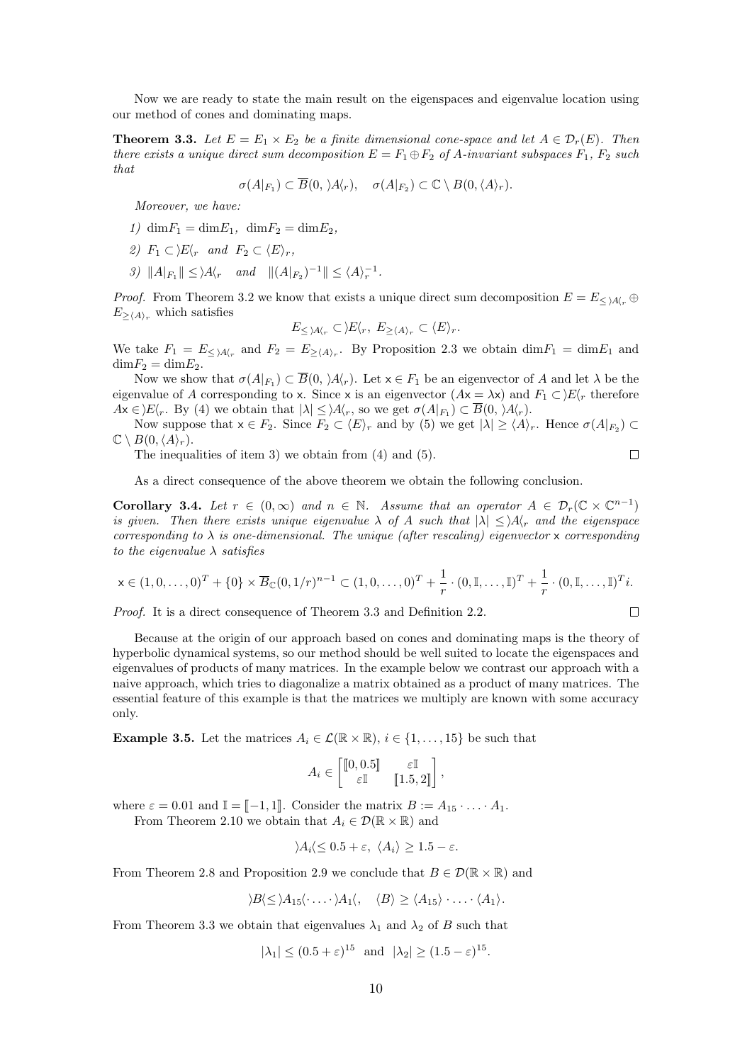Now we are ready to state the main result on the eigenspaces and eigenvalue location using our method of cones and dominating maps.

**Theorem 3.3.** *Let $E = E_1 \times E_2$ be a finite dimensional cone-space and let $A \in \mathcal{D}_r(E)$. Then there exists a unique direct sum decomposition $E = F_1 \oplus F_2$ of $A$-invariant subspaces $F_1$, $F_2$ such that*

$$\sigma(A|_{F_1}) \subset \overline{B}(0, \rangle A\langle_r), \quad \sigma(A|_{F_2}) \subset \mathbb{C} \setminus B(0, \langle A \rangle_r).$$

*Moreover, we have:*

*1) $\dim F_1 = \dim E_1$, $\dim F_2 = \dim E_2$,*

*2) $F_1 \subset \rangle E\langle_r$ and $F_2 \subset \langle E \rangle_r$,*

*3) $\|A|_{F_1}\| \leq \rangle A\langle_r$ and $\|(A|_{F_2})^{-1}\| \leq \langle A \rangle_r^{-1}$.*

*Proof.* From Theorem 3.2 we know that exists a unique direct sum decomposition $E = E_{\leq \rangle A\langle_r} \oplus E_{\geq \langle A \rangle_r}$ which satisfies

$$E_{\leq \rangle A\langle_r} \subset \rangle E\langle_r, \; E_{\geq \langle A \rangle_r} \subset \langle E \rangle_r.$$

We take $F_1 = E_{\leq \rangle A\langle_r}$ and $F_2 = E_{\geq \langle A \rangle_r}$. By Proposition 2.3 we obtain $\dim F_1 = \dim E_1$ and $\dim F_2 = \dim E_2$.

Now we show that $\sigma(A|_{F_1}) \subset \overline{B}(0, \rangle A\langle_r)$. Let $\mathsf{x} \in F_1$ be an eigenvector of $A$ and let $\lambda$ be the eigenvalue of $A$ corresponding to $\mathsf{x}$. Since $\mathsf{x}$ is an eigenvector ($A\mathsf{x} = \lambda \mathsf{x}$) and $F_1 \subset \rangle E\langle_r$ therefore $A\mathsf{x} \in \rangle E\langle_r$. By (4) we obtain that $|\lambda| \leq \rangle A\langle_r$, so we get $\sigma(A|_{F_1}) \subset \overline{B}(0, \rangle A\langle_r)$.

Now suppose that $\mathsf{x} \in F_2$. Since $F_2 \subset \langle E \rangle_r$ and by (5) we get $|\lambda| \geq \langle A \rangle_r$. Hence $\sigma(A|_{F_2}) \subset \mathbb{C} \setminus B(0, \langle A \rangle_r)$.

The inequalities of item 3) we obtain from (4) and (5). $\square$

As a direct consequence of the above theorem we obtain the following conclusion.

**Corollary 3.4.** *Let $r \in (0, \infty)$ and $n \in \mathbb{N}$. Assume that an operator $A \in \mathcal{D}_r(\mathbb{C} \times \mathbb{C}^{n-1})$ is given. Then there exists unique eigenvalue $\lambda$ of $A$ such that $|\lambda| \leq \rangle A\langle_r$ and the eigenspace corresponding to $\lambda$ is one-dimensional. The unique (after rescaling) eigenvector $\mathsf{x}$ corresponding to the eigenvalue $\lambda$ satisfies*

$$\mathsf{x} \in (1, 0, \ldots, 0)^T + \{0\} \times \overline{B}_{\mathbb{C}}(0, 1/r)^{n-1} \subset (1, 0, \ldots, 0)^T + \frac{1}{r} \cdot (0, \mathbb{I}, \ldots, \mathbb{I})^T + \frac{1}{r} \cdot (0, \mathbb{I}, \ldots, \mathbb{I})^T i.$$

*Proof.* It is a direct consequence of Theorem 3.3 and Definition 2.2. $\square$

Because at the origin of our approach based on cones and dominating maps is the theory of hyperbolic dynamical systems, so our method should be well suited to locate the eigenspaces and eigenvalues of products of many matrices. In the example below we contrast our approach with a naive approach, which tries to diagonalize a matrix obtained as a product of many matrices. The essential feature of this example is that the matrices we multiply are known with some accuracy only.

**Example 3.5.** Let the matrices $A_i \in \mathcal{L}(\mathbb{R} \times \mathbb{R})$, $i \in \{1, \ldots, 15\}$ be such that

$$A_i \in \begin{bmatrix} [\![0, 0.5]\!] & \varepsilon \mathbb{I} \\ \varepsilon \mathbb{I} & [\![1.5, 2]\!] \end{bmatrix},$$

where $\varepsilon = 0.01$ and $\mathbb{I} = [\![-1, 1]\!]$. Consider the matrix $B := A_{15} \cdot \ldots \cdot A_1$.

From Theorem 2.10 we obtain that $A_i \in \mathcal{D}(\mathbb{R} \times \mathbb{R})$ and

$$\rangle A_i \langle \leq 0.5 + \varepsilon, \; \langle A_i \rangle \geq 1.5 - \varepsilon.$$

From Theorem 2.8 and Proposition 2.9 we conclude that $B \in \mathcal{D}(\mathbb{R} \times \mathbb{R})$ and

$$\rangle B \langle \leq \rangle A_{15} \langle \cdot \ldots \cdot \rangle A_1 \langle, \quad \langle B \rangle \geq \langle A_{15} \rangle \cdot \ldots \cdot \langle A_1 \rangle.$$

From Theorem 3.3 we obtain that eigenvalues $\lambda_1$ and $\lambda_2$ of $B$ such that

$$|\lambda_1| \leq (0.5 + \varepsilon)^{15} \;\text{ and }\; |\lambda_2| \geq (1.5 - \varepsilon)^{15}.$$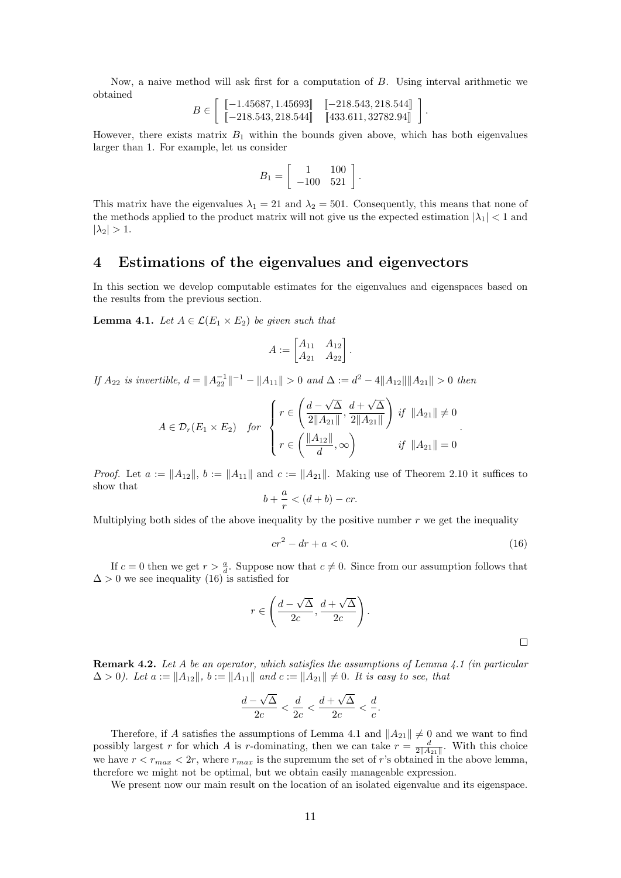Now, a naive method will ask first for a computation of $B$. Using interval arithmetic we obtained

$$B \in \left[ \begin{array}{cc} [\![-1.45687, 1.45693]\!] & [\![-218.543, 218.544]\!] \\ [\![-218.543, 218.544]\!] & [\![433.611, 32782.94]\!] \end{array} \right].$$

However, there exists matrix $B_1$ within the bounds given above, which has both eigenvalues larger than 1. For example, let us consider

$$B_1 = \left[ \begin{array}{cc} 1 & 100 \\ -100 & 521 \end{array} \right].$$

This matrix have the eigenvalues $\lambda_1 = 21$ and $\lambda_2 = 501$. Consequently, this means that none of the methods applied to the product matrix will not give us the expected estimation $|\lambda_1| < 1$ and $|\lambda_2| > 1$.

# 4 Estimations of the eigenvalues and eigenvectors

In this section we develop computable estimates for the eigenvalues and eigenspaces based on the results from the previous section.

**Lemma 4.1.** *Let $A \in \mathcal{L}(E_1 \times E_2)$ be given such that*

$$A := \begin{bmatrix} A_{11} & A_{12} \\ A_{21} & A_{22} \end{bmatrix}.$$

*If $A_{22}$ is invertible, $d = \|A_{22}^{-1}\|^{-1} - \|A_{11}\| > 0$ and $\Delta := d^2 - 4\|A_{12}\|\|A_{21}\| > 0$ then*

$$A \in \mathcal{D}_r(E_1 \times E_2) \quad for \quad \begin{cases} r \in \left( \dfrac{d - \sqrt{\Delta}}{2\|A_{21}\|}, \dfrac{d + \sqrt{\Delta}}{2\|A_{21}\|} \right) & if \ \ \|A_{21}\| \neq 0 \\ r \in \left( \dfrac{\|A_{12}\|}{d}, \infty \right) & if \ \ \|A_{21}\| = 0 \end{cases}.$$

*Proof.* Let $a := \|A_{12}\|$, $b := \|A_{11}\|$ and $c := \|A_{21}\|$. Making use of Theorem 2.10 it suffices to show that

$$b + \frac{a}{r} < (d + b) - cr.$$

Multiplying both sides of the above inequality by the positive number $r$ we get the inequality

$$cr^2 - dr + a < 0. \tag{16}$$

If $c = 0$ then we get $r > \frac{a}{d}$. Suppose now that $c \neq 0$. Since from our assumption follows that $\Delta > 0$ we see inequality (16) is satisfied for

$$r \in \left( \frac{d - \sqrt{\Delta}}{2c}, \frac{d + \sqrt{\Delta}}{2c} \right).$$

□

**Remark 4.2.** *Let $A$ be an operator, which satisfies the assumptions of Lemma 4.1 (in particular $\Delta > 0$). Let $a := \|A_{12}\|$, $b := \|A_{11}\|$ and $c := \|A_{21}\| \neq 0$. It is easy to see, that*

$$\frac{d - \sqrt{\Delta}}{2c} < \frac{d}{2c} < \frac{d + \sqrt{\Delta}}{2c} < \frac{d}{c}.$$

Therefore, if $A$ satisfies the assumptions of Lemma 4.1 and $\|A_{21}\| \neq 0$ and we want to find possibly largest $r$ for which $A$ is $r$-dominating, then we can take $r = \frac{d}{2\|A_{21}\|}$. With this choice we have $r < r_{max} < 2r$, where $r_{max}$ is the supremum the set of $r$'s obtained in the above lemma, therefore we might not be optimal, but we obtain easily manageable expression.

We present now our main result on the location of an isolated eigenvalue and its eigenspace.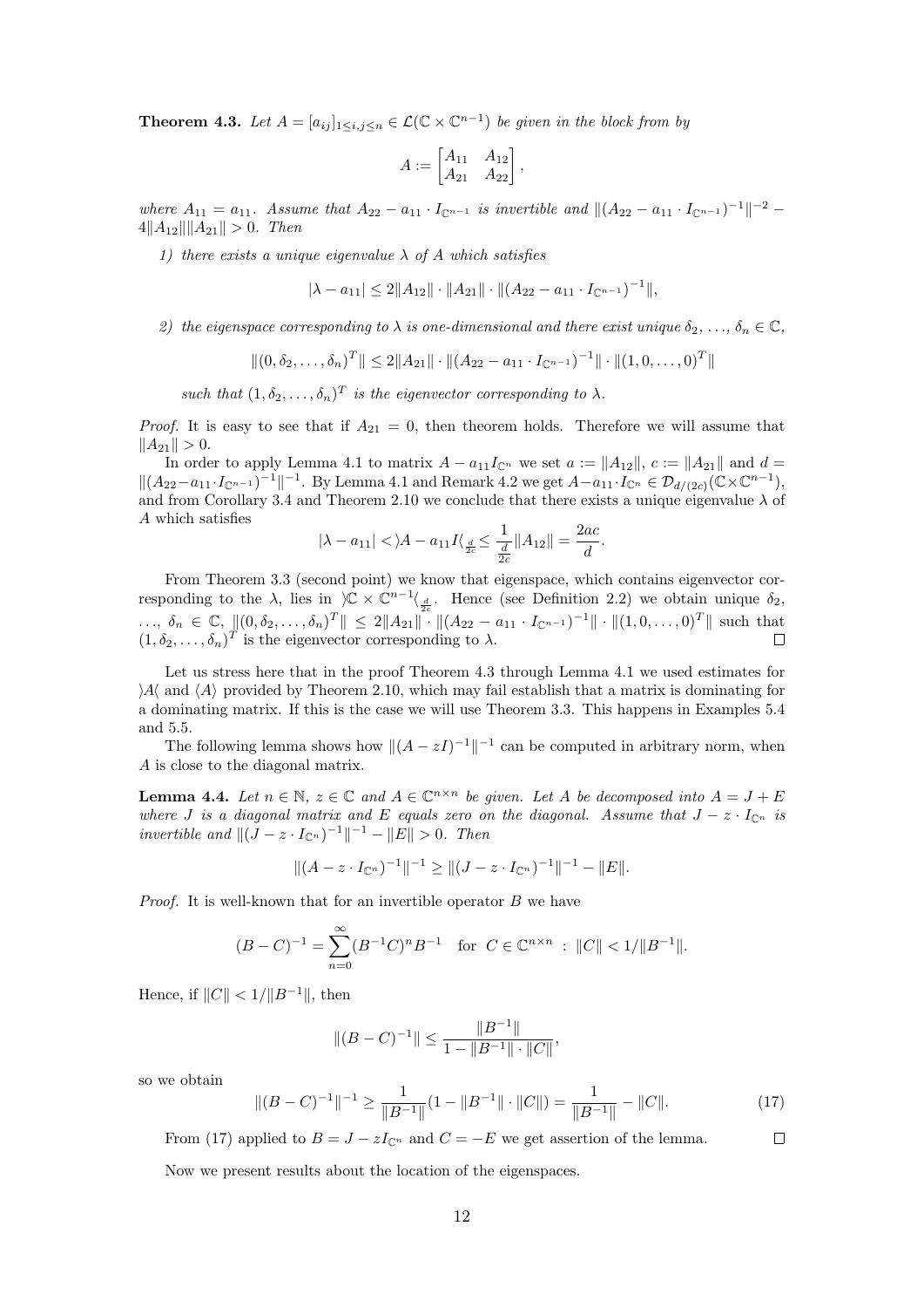**Theorem 4.3.** *Let $A = [a_{ij}]_{1 \le i,j \le n} \in \mathcal{L}(\mathbb{C} \times \mathbb{C}^{n-1})$ be given in the block from by*

$$A := \begin{bmatrix} A_{11} & A_{12} \\ A_{21} & A_{22} \end{bmatrix},$$

*where $A_{11} = a_{11}$. Assume that $A_{22} - a_{11} \cdot I_{\mathbb{C}^{n-1}}$ is invertible and $\|(A_{22} - a_{11} \cdot I_{\mathbb{C}^{n-1}})^{-1}\|^{-2} - 4\|A_{12}\|\|A_{21}\| > 0$. Then*

*1) there exists a unique eigenvalue $\lambda$ of $A$ which satisfies*

$$|\lambda - a_{11}| \le 2\|A_{12}\| \cdot \|A_{21}\| \cdot \|(A_{22} - a_{11} \cdot I_{\mathbb{C}^{n-1}})^{-1}\|,$$

*2) the eigenspace corresponding to $\lambda$ is one-dimensional and there exist unique $\delta_2, \ldots, \delta_n \in \mathbb{C}$,*

$$\|(0, \delta_2, \ldots, \delta_n)^T\| \le 2\|A_{21}\| \cdot \|(A_{22} - a_{11} \cdot I_{\mathbb{C}^{n-1}})^{-1}\| \cdot \|(1, 0, \ldots, 0)^T\|$$

*such that $(1, \delta_2, \ldots, \delta_n)^T$ is the eigenvector corresponding to $\lambda$.*

*Proof.* It is easy to see that if $A_{21} = 0$, then theorem holds. Therefore we will assume that $\|A_{21}\| > 0$.

In order to apply Lemma 4.1 to matrix $A - a_{11}I_{\mathbb{C}^n}$ we set $a := \|A_{12}\|$, $c := \|A_{21}\|$ and $d = \|(A_{22} - a_{11} \cdot I_{\mathbb{C}^{n-1}})^{-1}\|^{-1}$. By Lemma 4.1 and Remark 4.2 we get $A - a_{11} \cdot I_{\mathbb{C}^n} \in \mathcal{D}_{d/(2c)}(\mathbb{C} \times \mathbb{C}^{n-1})$, and from Corollary 3.4 and Theorem 2.10 we conclude that there exists a unique eigenvalue $\lambda$ of $A$ which satisfies

$$|\lambda - a_{11}| < \rangle A - a_{11} I \langle_{\frac{d}{2c}} \le \frac{1}{\frac{d}{2c}} \|A_{12}\| = \frac{2ac}{d}.$$

From Theorem 3.3 (second point) we know that eigenspace, which contains eigenvector corresponding to the $\lambda$, lies in $\rangle \mathbb{C} \times \mathbb{C}^{n-1} \langle_{\frac{d}{2c}}$. Hence (see Definition 2.2) we obtain unique $\delta_2$, $\ldots$, $\delta_n \in \mathbb{C}$, $\|(0, \delta_2, \ldots, \delta_n)^T\| \le 2\|A_{21}\| \cdot \|(A_{22} - a_{11} \cdot I_{\mathbb{C}^{n-1}})^{-1}\| \cdot \|(1, 0, \ldots, 0)^T\|$ such that $(1, \delta_2, \ldots, \delta_n)^T$ is the eigenvector corresponding to $\lambda$. $\square$

Let us stress here that in the proof Theorem 4.3 through Lemma 4.1 we used estimates for $\rangle A \langle$ and $\langle A \rangle$ provided by Theorem 2.10, which may fail establish that a matrix is dominating for a dominating matrix. If this is the case we will use Theorem 3.3. This happens in Examples 5.4 and 5.5.

The following lemma shows how $\|(A - zI)^{-1}\|^{-1}$ can be computed in arbitrary norm, when $A$ is close to the diagonal matrix.

**Lemma 4.4.** *Let $n \in \mathbb{N}$, $z \in \mathbb{C}$ and $A \in \mathbb{C}^{n \times n}$ be given. Let $A$ be decomposed into $A = J + E$ where $J$ is a diagonal matrix and $E$ equals zero on the diagonal. Assume that $J - z \cdot I_{\mathbb{C}^n}$ is invertible and $\|(J - z \cdot I_{\mathbb{C}^n})^{-1}\|^{-1} - \|E\| > 0$. Then*

$$\|(A - z \cdot I_{\mathbb{C}^n})^{-1}\|^{-1} \ge \|(J - z \cdot I_{\mathbb{C}^n})^{-1}\|^{-1} - \|E\|.$$

*Proof.* It is well-known that for an invertible operator $B$ we have

$$(B - C)^{-1} = \sum_{n=0}^{\infty} (B^{-1}C)^n B^{-1} \quad \text{for } C \in \mathbb{C}^{n \times n} \ : \ \|C\| < 1/\|B^{-1}\|.$$

Hence, if $\|C\| < 1/\|B^{-1}\|$, then

$$\|(B - C)^{-1}\| \le \frac{\|B^{-1}\|}{1 - \|B^{-1}\| \cdot \|C\|},$$

so we obtain

$$\|(B - C)^{-1}\|^{-1} \ge \frac{1}{\|B^{-1}\|}(1 - \|B^{-1}\| \cdot \|C\|) = \frac{1}{\|B^{-1}\|} - \|C\|. \tag{17}$$

From (17) applied to $B = J - zI_{\mathbb{C}^n}$ and $C = -E$ we get assertion of the lemma. $\square$

Now we present results about the location of the eigenspaces.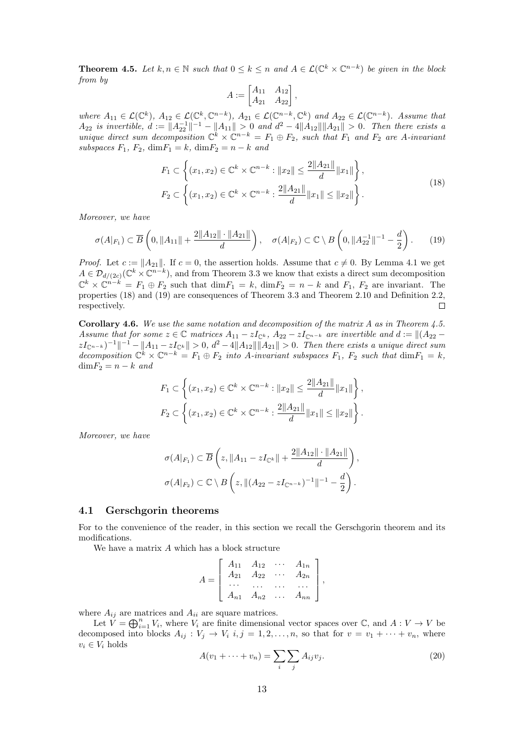**Theorem 4.5.** *Let $k, n \in \mathbb{N}$ such that $0 \le k \le n$ and $A \in \mathcal{L}(\mathbb{C}^k \times \mathbb{C}^{n-k})$ be given in the block from by*

$$A := \begin{bmatrix} A_{11} & A_{12} \\ A_{21} & A_{22} \end{bmatrix},$$

*where $A_{11} \in \mathcal{L}(\mathbb{C}^k)$, $A_{12} \in \mathcal{L}(\mathbb{C}^k, \mathbb{C}^{n-k})$, $A_{21} \in \mathcal{L}(\mathbb{C}^{n-k}, \mathbb{C}^k)$ and $A_{22} \in \mathcal{L}(\mathbb{C}^{n-k})$. Assume that $A_{22}$ is invertible, $d := \|A_{22}^{-1}\|^{-1} - \|A_{11}\| > 0$ and $d^2 - 4\|A_{12}\|\|A_{21}\| > 0$. Then there exists a unique direct sum decomposition $\mathbb{C}^k \times \mathbb{C}^{n-k} = F_1 \oplus F_2$, such that $F_1$ and $F_2$ are $A$-invariant subspaces $F_1$, $F_2$, $\dim F_1 = k$, $\dim F_2 = n - k$ and*

$$\begin{aligned} F_1 &\subset \left\{ (x_1, x_2) \in \mathbb{C}^k \times \mathbb{C}^{n-k} : \|x_2\| \le \frac{2\|A_{21}\|}{d}\|x_1\| \right\}, \\ F_2 &\subset \left\{ (x_1, x_2) \in \mathbb{C}^k \times \mathbb{C}^{n-k} : \frac{2\|A_{21}\|}{d}\|x_1\| \le \|x_2\| \right\}. \end{aligned} \tag{18}$$

*Moreover, we have*

$$\sigma(A|_{F_1}) \subset \overline{B}\left(0, \|A_{11}\| + \frac{2\|A_{12}\| \cdot \|A_{21}\|}{d}\right), \quad \sigma(A|_{F_2}) \subset \mathbb{C} \setminus B\left(0, \|A_{22}^{-1}\|^{-1} - \frac{d}{2}\right). \tag{19}$$

*Proof.* Let $c := \|A_{21}\|$. If $c = 0$, the assertion holds. Assume that $c \neq 0$. By Lemma 4.1 we get $A \in \mathcal{D}_{d/(2c)}(\mathbb{C}^k \times \mathbb{C}^{n-k})$, and from Theorem 3.3 we know that exists a direct sum decomposition $\mathbb{C}^k \times \mathbb{C}^{n-k} = F_1 \oplus F_2$ such that $\dim F_1 = k$, $\dim F_2 = n - k$ and $F_1$, $F_2$ are invariant. The properties (18) and (19) are consequences of Theorem 3.3 and Theorem 2.10 and Definition 2.2, respectively. $\square$

**Corollary 4.6.** *We use the same notation and decomposition of the matrix $A$ as in Theorem 4.5. Assume that for some $z \in \mathbb{C}$ matrices $A_{11} - zI_{\mathbb{C}^k}$, $A_{22} - zI_{\mathbb{C}^{n-k}}$ are invertible and $d := \|(A_{22} - zI_{\mathbb{C}^{n-k}})^{-1}\|^{-1} - \|A_{11} - zI_{\mathbb{C}^k}\| > 0$, $d^2 - 4\|A_{12}\|\|A_{21}\| > 0$. Then there exists a unique direct sum decomposition $\mathbb{C}^k \times \mathbb{C}^{n-k} = F_1 \oplus F_2$ into $A$-invariant subspaces $F_1$, $F_2$ such that $\dim F_1 = k$, $\dim F_2 = n - k$ and*

$$\begin{aligned} F_1 &\subset \left\{ (x_1, x_2) \in \mathbb{C}^k \times \mathbb{C}^{n-k} : \|x_2\| \le \frac{2\|A_{21}\|}{d}\|x_1\| \right\}, \\ F_2 &\subset \left\{ (x_1, x_2) \in \mathbb{C}^k \times \mathbb{C}^{n-k} : \frac{2\|A_{21}\|}{d}\|x_1\| \le \|x_2\| \right\}. \end{aligned}$$

*Moreover, we have*

$$\begin{aligned} \sigma(A|_{F_1}) &\subset \overline{B}\left(z, \|A_{11} - zI_{\mathbb{C}^k}\| + \frac{2\|A_{12}\| \cdot \|A_{21}\|}{d}\right), \\ \sigma(A|_{F_2}) &\subset \mathbb{C} \setminus B\left(z, \|(A_{22} - zI_{\mathbb{C}^{n-k}})^{-1}\|^{-1} - \frac{d}{2}\right). \end{aligned}$$

## 4.1 Gerschgorin theorems

For to the convenience of the reader, in this section we recall the Gerschgorin theorem and its modifications.

We have a matrix $A$ which has a block structure

$$A = \begin{bmatrix} A_{11} & A_{12} & \cdots & A_{1n} \\ A_{21} & A_{22} & \cdots & A_{2n} \\ \cdots & \cdots & \cdots & \cdots \\ A_{n1} & A_{n2} & \ldots & A_{nn} \end{bmatrix},$$

where $A_{ij}$ are matrices and $A_{ii}$ are square matrices.

Let $V = \bigoplus_{i=1}^n V_i$, where $V_i$ are finite dimensional vector spaces over $\mathbb{C}$, and $A : V \to V$ be decomposed into blocks $A_{ij} : V_j \to V_i$ $i, j = 1, 2, \ldots, n$, so that for $v = v_1 + \cdots + v_n$, where $v_i \in V_i$ holds

$$A(v_1 + \cdots + v_n) = \sum_i \sum_j A_{ij} v_j. \tag{20}$$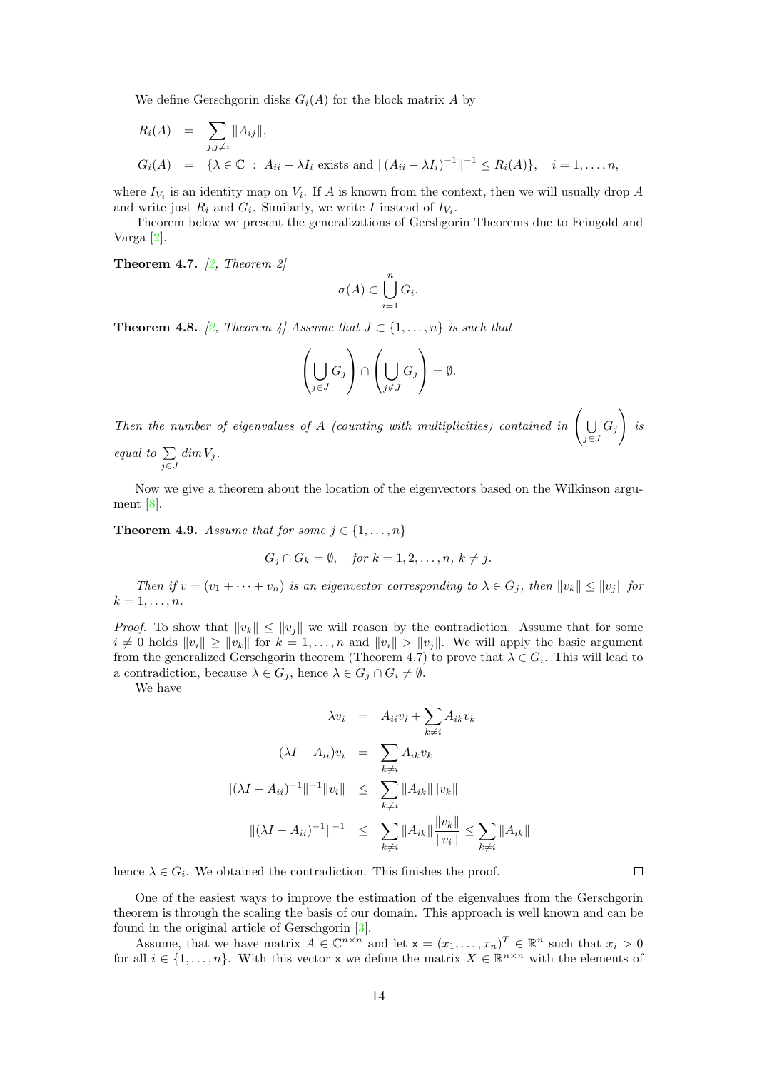We define Gerschgorin disks $G_i(A)$ for the block matrix $A$ by

$$
\begin{aligned}
R_i(A) &= \sum_{j, j \neq i} \|A_{ij}\|, \\
G_i(A) &= \{\lambda \in \mathbb{C} \; : \; A_{ii} - \lambda I_i \text{ exists and } \|(A_{ii} - \lambda I_i)^{-1}\|^{-1} \leq R_i(A)\}, \quad i = 1, \ldots, n,
\end{aligned}
$$

where $I_{V_i}$ is an identity map on $V_i$. If $A$ is known from the context, then we will usually drop $A$ and write just $R_i$ and $G_i$. Similarly, we write $I$ instead of $I_{V_i}$.

Theorem below we present the generalizations of Gershgorin Theorems due to Feingold and Varga [2].

**Theorem 4.7.** *[2, Theorem 2]*

$$
\sigma(A) \subset \bigcup_{i=1}^{n} G_i.
$$

**Theorem 4.8.** *[2, Theorem 4] Assume that $J \subset \{1, \ldots, n\}$ is such that*

$$
\left( \bigcup_{j \in J} G_j \right) \cap \left( \bigcup_{j \notin J} G_j \right) = \emptyset.
$$

*Then the number of eigenvalues of $A$ (counting with multiplicities) contained in $\left( \bigcup_{j \in J} G_j \right)$ is equal to $\sum_{j \in J} dim V_j$.*

Now we give a theorem about the location of the eigenvectors based on the Wilkinson argument [8].

**Theorem 4.9.** *Assume that for some $j \in \{1, \ldots, n\}$*

$$
G_j \cap G_k = \emptyset, \quad \text{for } k = 1, 2, \ldots, n, \; k \neq j.
$$

*Then if $v = (v_1 + \cdots + v_n)$ is an eigenvector corresponding to $\lambda \in G_j$, then $\|v_k\| \leq \|v_j\|$ for $k = 1, \ldots, n$.*

*Proof.* To show that $\|v_k\| \leq \|v_j\|$ we will reason by the contradiction. Assume that for some $i \neq 0$ holds $\|v_i\| \geq \|v_k\|$ for $k = 1, \ldots, n$ and $\|v_i\| > \|v_j\|$. We will apply the basic argument from the generalized Gerschgorin theorem (Theorem 4.7) to prove that $\lambda \in G_i$. This will lead to a contradiction, because $\lambda \in G_j$, hence $\lambda \in G_j \cap G_i \neq \emptyset$.

We have

$$
\begin{aligned}
\lambda v_i &= A_{ii} v_i + \sum_{k \neq i} A_{ik} v_k \\
(\lambda I - A_{ii}) v_i &= \sum_{k \neq i} A_{ik} v_k \\
\|(\lambda I - A_{ii})^{-1}\|^{-1} \|v_i\| &\leq \sum_{k \neq i} \|A_{ik}\| \|v_k\| \\
\|(\lambda I - A_{ii})^{-1}\|^{-1} &\leq \sum_{k \neq i} \|A_{ik}\| \frac{\|v_k\|}{\|v_i\|} \leq \sum_{k \neq i} \|A_{ik}\|
\end{aligned}
$$

hence $\lambda \in G_i$. We obtained the contradiction. This finishes the proof. $\square$

One of the easiest ways to improve the estimation of the eigenvalues from the Gerschgorin theorem is through the scaling the basis of our domain. This approach is well known and can be found in the original article of Gerschgorin [3].

Assume, that we have matrix $A \in \mathbb{C}^{n \times n}$ and let $\mathsf{x} = (x_1, \ldots, x_n)^T \in \mathbb{R}^n$ such that $x_i > 0$ for all $i \in \{1, \ldots, n\}$. With this vector $\mathsf{x}$ we define the matrix $X \in \mathbb{R}^{n \times n}$ with the elements of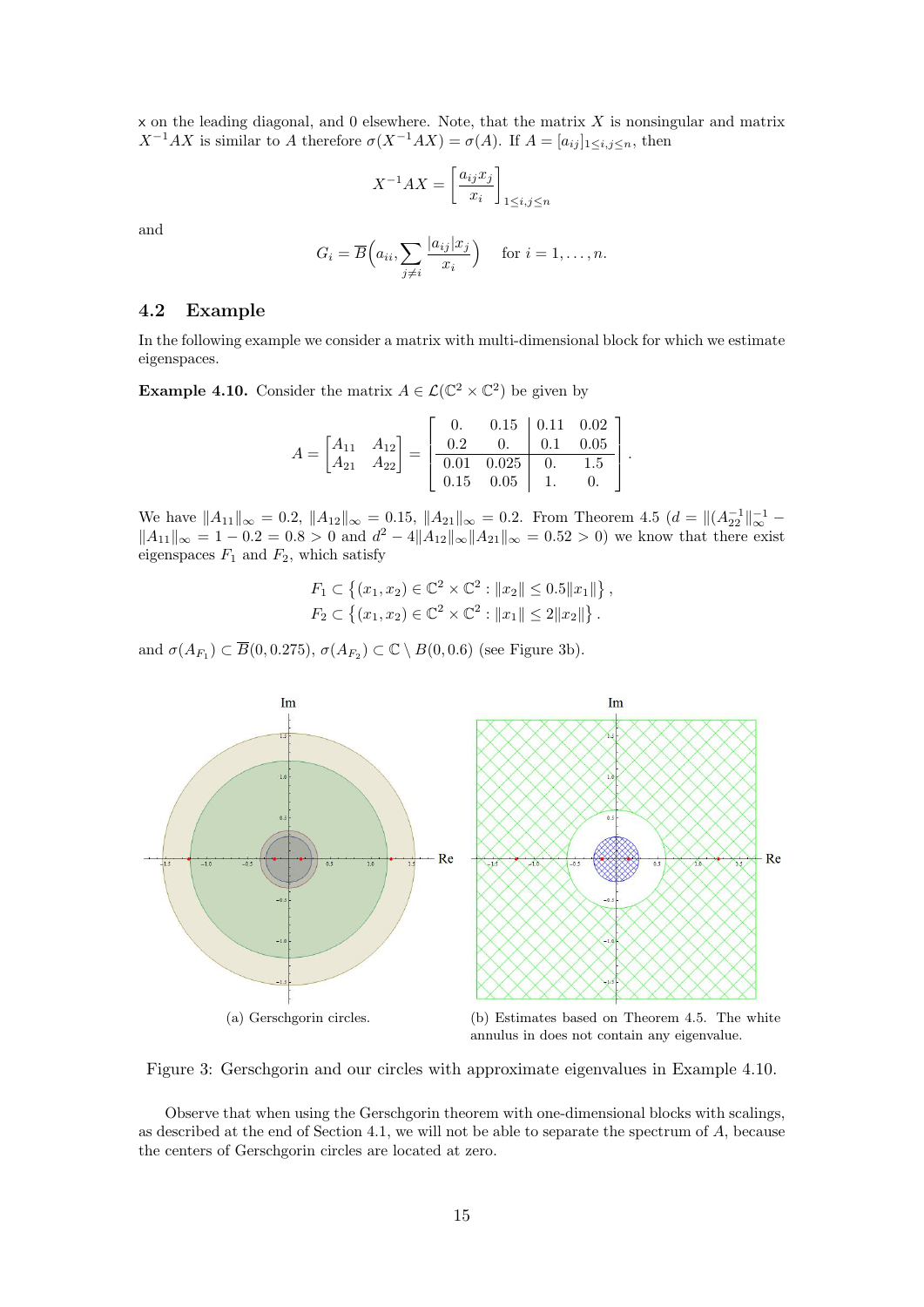x on the leading diagonal, and 0 elsewhere. Note, that the matrix $X$ is nonsingular and matrix $X^{-1}AX$ is similar to $A$ therefore $\sigma(X^{-1}AX) = \sigma(A)$. If $A = [a_{ij}]_{1\le i,j\le n}$, then

$$X^{-1}AX = \left[\frac{a_{ij}x_j}{x_i}\right]_{1\le i,j\le n}$$

and

$$G_i = \overline{B}\Big(a_{ii}, \sum_{j\neq i} \frac{|a_{ij}|x_j}{x_i}\Big) \quad \text{for } i = 1, \dots, n.$$

## 4.2 Example

In the following example we consider a matrix with multi-dimensional block for which we estimate eigenspaces.

**Example 4.10.** Consider the matrix $A \in \mathcal{L}(\mathbb{C}^2 \times \mathbb{C}^2)$ be given by

$$A = \begin{bmatrix} A_{11} & A_{12} \\ A_{21} & A_{22} \end{bmatrix} = \left[\begin{array}{cc|cc} 0. & 0.15 & 0.11 & 0.02 \\ 0.2 & 0. & 0.1 & 0.05 \\ \hline 0.01 & 0.025 & 0. & 1.5 \\ 0.15 & 0.05 & 1. & 0. \end{array}\right].$$

We have $\|A_{11}\|_\infty = 0.2$, $\|A_{12}\|_\infty = 0.15$, $\|A_{21}\|_\infty = 0.2$. From Theorem 4.5 ($d = \|(A_{22}^{-1}\|_\infty^{-1} - \|A_{11}\|_\infty = 1 - 0.2 = 0.8 > 0$ and $d^2 - 4\|A_{12}\|_\infty \|A_{21}\|_\infty = 0.52 > 0$) we know that there exist eigenspaces $F_1$ and $F_2$, which satisfy

$$F_1 \subset \left\{(x_1, x_2) \in \mathbb{C}^2 \times \mathbb{C}^2 : \|x_2\| \le 0.5\|x_1\|\right\},$$
$$F_2 \subset \left\{(x_1, x_2) \in \mathbb{C}^2 \times \mathbb{C}^2 : \|x_1\| \le 2\|x_2\|\right\}.$$

and $\sigma(A_{F_1}) \subset \overline{B}(0, 0.275)$, $\sigma(A_{F_2}) \subset \mathbb{C} \setminus B(0, 0.6)$ (see Figure 3b).

(a) Gerschgorin circles.

(b) Estimates based on Theorem 4.5. The white annulus in does not contain any eigenvalue.

Figure 3: Gerschgorin and our circles with approximate eigenvalues in Example 4.10.

Observe that when using the Gerschgorin theorem with one-dimensional blocks with scalings, as described at the end of Section 4.1, we will not be able to separate the spectrum of $A$, because the centers of Gerschgorin circles are located at zero.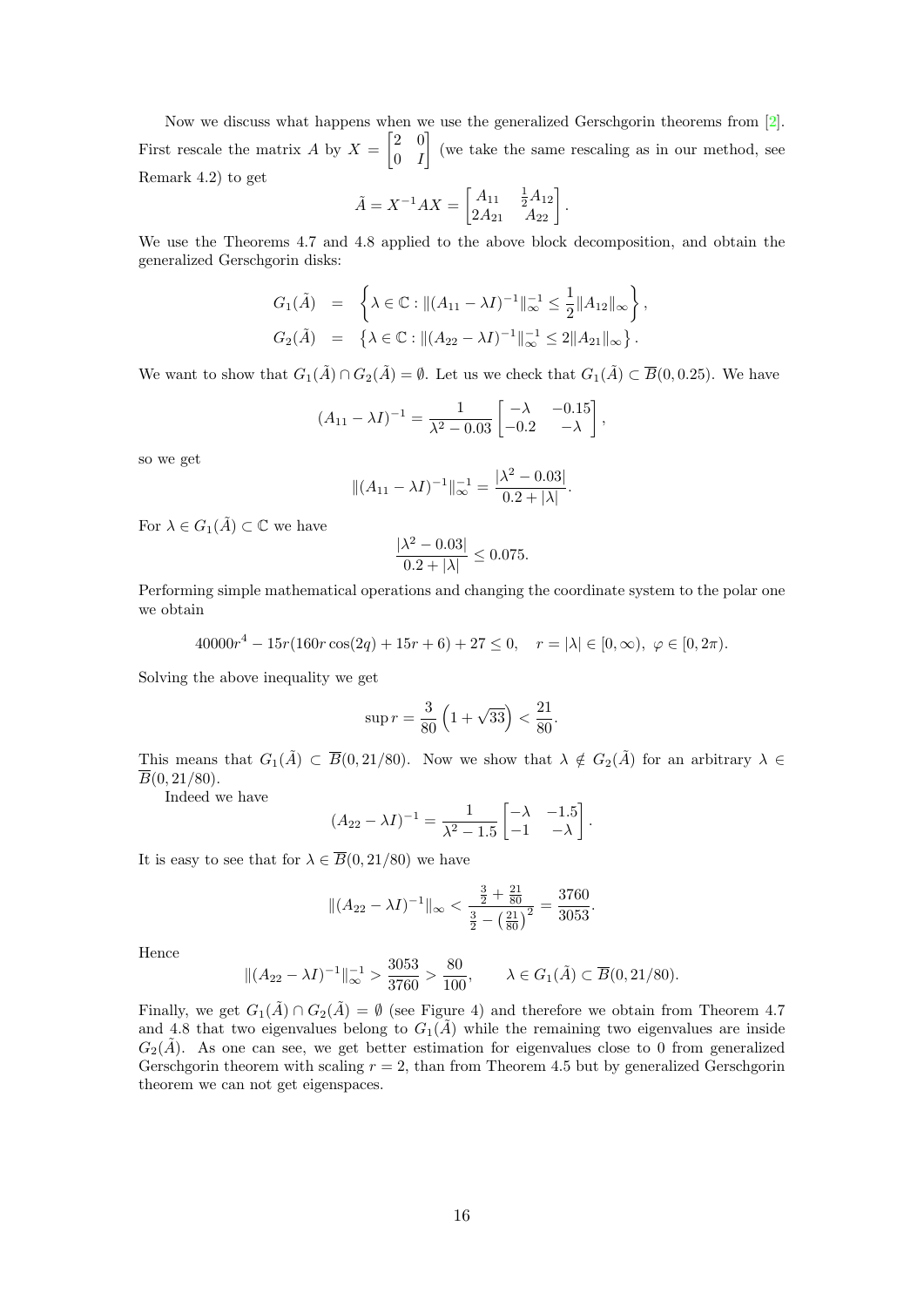Now we discuss what happens when we use the generalized Gerschgorin theorems from [2]. First rescale the matrix $A$ by $X = \begin{bmatrix} 2 & 0 \\ 0 & I \end{bmatrix}$ (we take the same rescaling as in our method, see Remark 4.2) to get

$$\tilde{A} = X^{-1}AX = \begin{bmatrix} A_{11} & \frac{1}{2}A_{12} \\ 2A_{21} & A_{22} \end{bmatrix}.$$

We use the Theorems 4.7 and 4.8 applied to the above block decomposition, and obtain the generalized Gerschgorin disks:

$$\begin{aligned} G_1(\tilde{A}) &= \left\{ \lambda \in \mathbb{C} : \|(A_{11} - \lambda I)^{-1}\|_\infty^{-1} \leq \frac{1}{2}\|A_{12}\|_\infty \right\}, \\ G_2(\tilde{A}) &= \left\{ \lambda \in \mathbb{C} : \|(A_{22} - \lambda I)^{-1}\|_\infty^{-1} \leq 2\|A_{21}\|_\infty \right\}. \end{aligned}$$

We want to show that $G_1(\tilde{A}) \cap G_2(\tilde{A}) = \emptyset$. Let us we check that $G_1(\tilde{A}) \subset \overline{B}(0, 0.25)$. We have

$$(A_{11} - \lambda I)^{-1} = \frac{1}{\lambda^2 - 0.03} \begin{bmatrix} -\lambda & -0.15 \\ -0.2 & -\lambda \end{bmatrix},$$

so we get

$$\|(A_{11} - \lambda I)^{-1}\|_\infty^{-1} = \frac{|\lambda^2 - 0.03|}{0.2 + |\lambda|}.$$

For $\lambda \in G_1(\tilde{A}) \subset \mathbb{C}$ we have

$$\frac{|\lambda^2 - 0.03|}{0.2 + |\lambda|} \leq 0.075.$$

Performing simple mathematical operations and changing the coordinate system to the polar one we obtain

$$40000r^4 - 15r(160r\cos(2q) + 15r + 6) + 27 \leq 0, \quad r = |\lambda| \in [0, \infty),\ \varphi \in [0, 2\pi).$$

Solving the above inequality we get

$$\sup r = \frac{3}{80}\left(1 + \sqrt{33}\right) < \frac{21}{80}.$$

This means that $G_1(\tilde{A}) \subset \overline{B}(0, 21/80)$. Now we show that $\lambda \notin G_2(\tilde{A})$ for an arbitrary $\lambda \in \overline{B}(0, 21/80)$.

Indeed we have

$$(A_{22} - \lambda I)^{-1} = \frac{1}{\lambda^2 - 1.5} \begin{bmatrix} -\lambda & -1.5 \\ -1 & -\lambda \end{bmatrix}.$$

It is easy to see that for $\lambda \in \overline{B}(0, 21/80)$ we have

$$\|(A_{22} - \lambda I)^{-1}\|_\infty < \frac{\frac{3}{2} + \frac{21}{80}}{\frac{3}{2} - \left(\frac{21}{80}\right)^2} = \frac{3760}{3053}.$$

Hence

$$\|(A_{22} - \lambda I)^{-1}\|_\infty^{-1} > \frac{3053}{3760} > \frac{80}{100}, \qquad \lambda \in G_1(\tilde{A}) \subset \overline{B}(0, 21/80).$$

Finally, we get $G_1(\tilde{A}) \cap G_2(\tilde{A}) = \emptyset$ (see Figure 4) and therefore we obtain from Theorem 4.7 and 4.8 that two eigenvalues belong to $G_1(\tilde{A})$ while the remaining two eigenvalues are inside $G_2(\tilde{A})$. As one can see, we get better estimation for eigenvalues close to 0 from generalized Gerschgorin theorem with scaling $r = 2$, than from Theorem 4.5 but by generalized Gerschgorin theorem we can not get eigenspaces.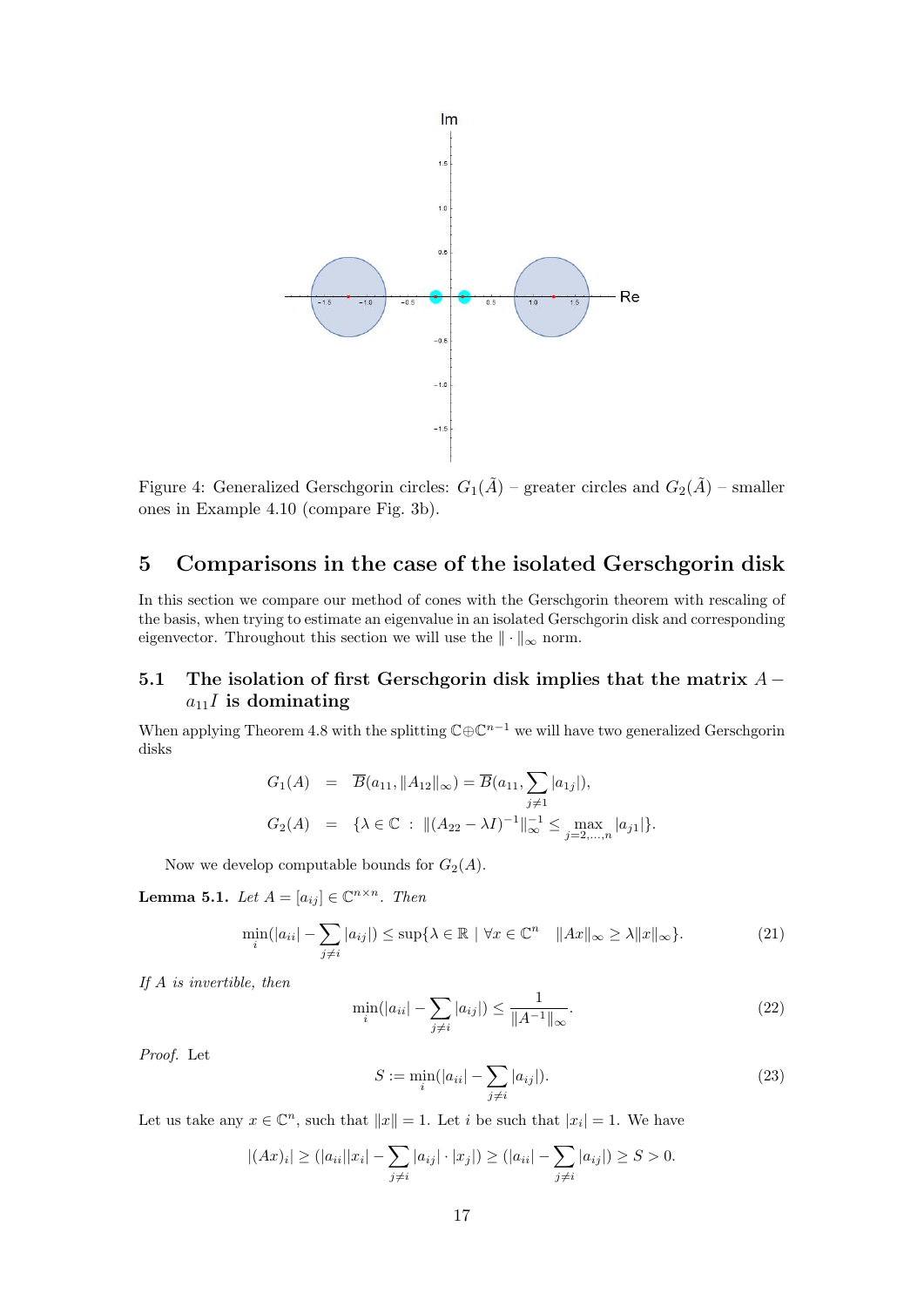Figure 4: Generalized Gerschgorin circles: $G_1(\tilde{A})$ – greater circles and $G_2(\tilde{A})$ – smaller ones in Example 4.10 (compare Fig. 3b).

## 5 Comparisons in the case of the isolated Gerschgorin disk

In this section we compare our method of cones with the Gerschgorin theorem with rescaling of the basis, when trying to estimate an eigenvalue in an isolated Gerschgorin disk and corresponding eigenvector. Throughout this section we will use the $\| \cdot \|_\infty$ norm.

### 5.1 The isolation of first Gerschgorin disk implies that the matrix $A - a_{11}I$ is dominating

When applying Theorem 4.8 with the splitting $\mathbb{C} \oplus \mathbb{C}^{n-1}$ we will have two generalized Gerschgorin disks

$$
\begin{aligned}
G_1(A) &= \overline{B}(a_{11}, \|A_{12}\|_\infty) = \overline{B}(a_{11}, \sum_{j \neq 1} |a_{1j}|), \\
G_2(A) &= \{\lambda \in \mathbb{C} \ : \ \|(A_{22} - \lambda I)^{-1}\|_\infty^{-1} \leq \max_{j=2,\ldots,n} |a_{j1}|\}.
\end{aligned}
$$

Now we develop computable bounds for $G_2(A)$.

**Lemma 5.1.** *Let* $A = [a_{ij}] \in \mathbb{C}^{n \times n}$. *Then*

$$
\min_i (|a_{ii}| - \sum_{j \neq i} |a_{ij}|) \leq \sup\{\lambda \in \mathbb{R} \mid \forall x \in \mathbb{C}^n \quad \|Ax\|_\infty \geq \lambda \|x\|_\infty\}. \tag{21}
$$

*If A is invertible, then*

$$
\min_i (|a_{ii}| - \sum_{j \neq i} |a_{ij}|) \leq \frac{1}{\|A^{-1}\|_\infty}. \tag{22}
$$

*Proof.* Let

$$
S := \min_i (|a_{ii}| - \sum_{j \neq i} |a_{ij}|). \tag{23}
$$

Let us take any $x \in \mathbb{C}^n$, such that $\|x\| = 1$. Let $i$ be such that $|x_i| = 1$. We have

$$
|(Ax)_i| \geq (|a_{ii}||x_i| - \sum_{j \neq i} |a_{ij}| \cdot |x_j|) \geq (|a_{ii}| - \sum_{j \neq i} |a_{ij}|) \geq S > 0.
$$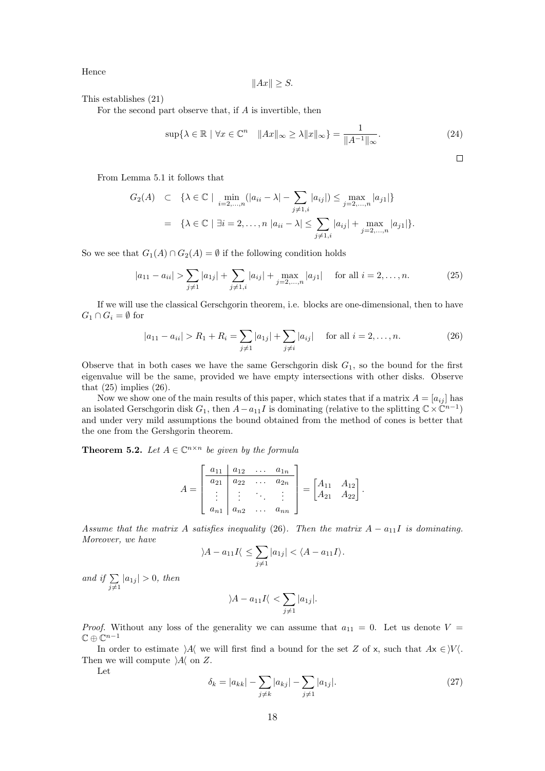Hence

$$\|Ax\| \geq S.$$

This establishes (21)

For the second part observe that, if $A$ is invertible, then

$$\sup\{\lambda \in \mathbb{R} \mid \forall x \in \mathbb{C}^n \quad \|Ax\|_\infty \geq \lambda \|x\|_\infty\} = \frac{1}{\|A^{-1}\|_\infty}. \tag{24}$$

□

From Lemma 5.1 it follows that

$$\begin{aligned}
G_2(A) \quad &\subset \quad \{\lambda \in \mathbb{C} \mid \min_{i=2,\ldots,n} (|a_{ii} - \lambda| - \sum_{j \neq 1,i} |a_{ij}|) \leq \max_{j=2,\ldots,n} |a_{j1}|\} \\
&= \quad \{\lambda \in \mathbb{C} \mid \exists i = 2,\ldots,n \ |a_{ii} - \lambda| \leq \sum_{j \neq 1,i} |a_{ij}| + \max_{j=2,\ldots,n} |a_{j1}|\}.
\end{aligned}$$

So we see that $G_1(A) \cap G_2(A) = \emptyset$ if the following condition holds

$$|a_{11} - a_{ii}| > \sum_{j \neq 1} |a_{1j}| + \sum_{j \neq 1,i} |a_{ij}| + \max_{j=2,\ldots,n} |a_{j1}| \quad \text{for all } i = 2,\ldots,n. \tag{25}$$

If we will use the classical Gerschgorin theorem, i.e. blocks are one-dimensional, then to have $G_1 \cap G_i = \emptyset$ for

$$|a_{11} - a_{ii}| > R_1 + R_i = \sum_{j \neq 1} |a_{1j}| + \sum_{j \neq i} |a_{ij}| \quad \text{for all } i = 2,\ldots,n. \tag{26}$$

Observe that in both cases we have the same Gerschgorin disk $G_1$, so the bound for the first eigenvalue will be the same, provided we have empty intersections with other disks. Observe that (25) implies (26).

Now we show one of the main results of this paper, which states that if a matrix $A = [a_{ij}]$ has an isolated Gerschgorin disk $G_1$, then $A - a_{11}I$ is dominating (relative to the splitting $\mathbb{C} \times \mathbb{C}^{n-1}$) and under very mild assumptions the bound obtained from the method of cones is better that the one from the Gershgorin theorem.

**Theorem 5.2.** *Let $A \in \mathbb{C}^{n \times n}$ be given by the formula*

$$A = \left[\begin{array}{c|ccc} a_{11} & a_{12} & \ldots & a_{1n} \\ \hline a_{21} & a_{22} & \ldots & a_{2n} \\ \vdots & \vdots & \ddots & \vdots \\ a_{n1} & a_{n2} & \ldots & a_{nn} \end{array}\right] = \begin{bmatrix} A_{11} & A_{12} \\ A_{21} & A_{22} \end{bmatrix}.$$

*Assume that the matrix $A$ satisfies inequality (26). Then the matrix $A - a_{11}I$ is dominating. Moreover, we have*

$$\rangle A - a_{11}I\langle \ \leq \sum_{j \neq 1} |a_{1j}| < \langle A - a_{11}I \rangle.$$

*and if $\sum_{j \neq 1} |a_{1j}| > 0$, then*

$$\rangle A - a_{11}I\langle \ < \sum_{j \neq 1} |a_{1j}|.$$

*Proof.* Without any loss of the generality we can assume that $a_{11} = 0$. Let us denote $V = \mathbb{C} \oplus \mathbb{C}^{n-1}$

In order to estimate $\rangle A\langle$ we will first find a bound for the set $Z$ of $\mathsf{x}$, such that $A\mathsf{x} \in \rangle V\langle$. Then we will compute $\rangle A\langle$ on $Z$.

Let

$$\delta_k = |a_{kk}| - \sum_{j \neq k} |a_{kj}| - \sum_{j \neq 1} |a_{1j}|. \tag{27}$$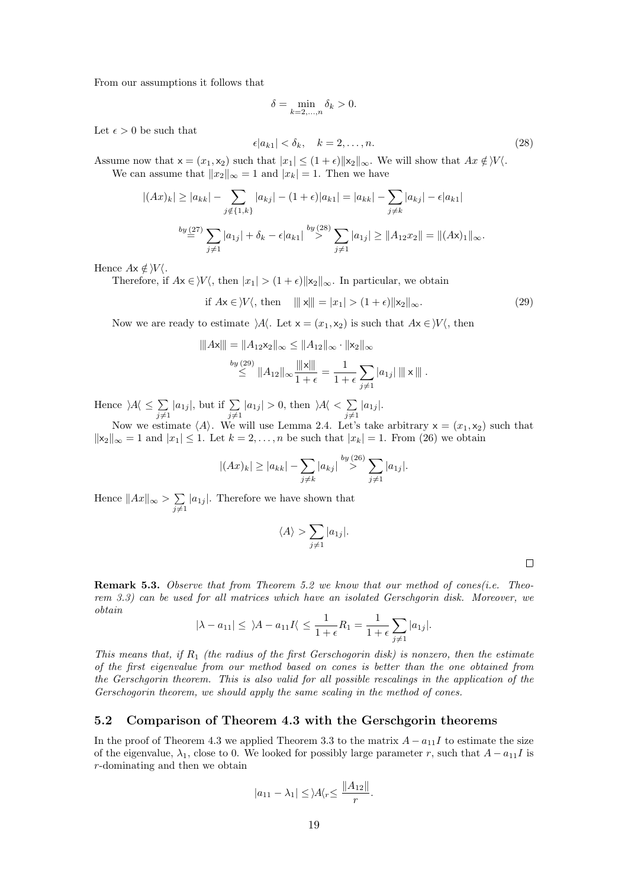From our assumptions it follows that

$$\delta = \min_{k=2,\ldots,n} \delta_k > 0.$$

Let $\epsilon > 0$ be such that

$$\epsilon |a_{k1}| < \delta_k, \quad k = 2, \ldots, n. \tag{28}$$

Assume now that $\mathsf{x} = (x_1, \mathsf{x}_2)$ such that $|x_1| \leq (1+\epsilon)\|\mathsf{x}_2\|_\infty$. We will show that $Ax \notin \rangle V\langle$.

We can assume that $\|x_2\|_\infty = 1$ and $|x_k| = 1$. Then we have

$$\begin{aligned}
|(Ax)_k| &\geq |a_{kk}| - \sum_{j \notin \{1,k\}} |a_{kj}| - (1+\epsilon)|a_{k1}| = |a_{kk}| - \sum_{j \neq k} |a_{kj}| - \epsilon |a_{k1}| \\
&\overset{by\,(27)}{=} \sum_{j \neq 1} |a_{1j}| + \delta_k - \epsilon |a_{k1}| \overset{by\,(28)}{>} \sum_{j \neq 1} |a_{1j}| \geq \|A_{12} x_2\| = \|(A\mathsf{x})_1\|_\infty.
\end{aligned}$$

Hence $A\mathsf{x} \notin \rangle V\langle$.

Therefore, if $A\mathsf{x} \in \rangle V\langle$, then $|x_1| > (1+\epsilon)\|\mathsf{x}_2\|_\infty$. In particular, we obtain

$$\text{if } A\mathsf{x} \in \rangle V\langle, \text{ then} \quad \|\!|\mathsf{x}|\!\| = |x_1| > (1+\epsilon)\|\mathsf{x}_2\|_\infty. \tag{29}$$

Now we are ready to estimate $\rangle A\langle$. Let $\mathsf{x} = (x_1, \mathsf{x}_2)$ is such that $A\mathsf{x} \in \rangle V\langle$, then

$$\begin{aligned}
\|\!|A\mathsf{x}|\!\| &= \|A_{12}\mathsf{x}_2\|_\infty \leq \|A_{12}\|_\infty \cdot \|\mathsf{x}_2\|_\infty \\
&\overset{by\,(29)}{\leq} \|A_{12}\|_\infty \frac{\|\!|\mathsf{x}|\!\|}{1+\epsilon} = \frac{1}{1+\epsilon} \sum_{j \neq 1} |a_{1j}| \, \|\!|\,\mathsf{x}\,|\!\| \,.
\end{aligned}$$

Hence $\rangle A\langle \leq \sum_{j \neq 1} |a_{1j}|$, but if $\sum_{j \neq 1} |a_{1j}| > 0$, then $\rangle A\langle < \sum_{j \neq 1} |a_{1j}|$.

Now we estimate $\langle A\rangle$. We will use Lemma 2.4. Let's take arbitrary $\mathsf{x} = (x_1, \mathsf{x}_2)$ such that $\|\mathsf{x}_2\|_\infty = 1$ and $|x_1| \leq 1$. Let $k = 2, \ldots, n$ be such that $|x_k| = 1$. From (26) we obtain

$$|(Ax)_k| \geq |a_{kk}| - \sum_{j \neq k} |a_{kj}| \overset{by\,(26)}{>} \sum_{j \neq 1} |a_{1j}|.$$

Hence $\|Ax\|_\infty > \sum_{j \neq 1} |a_{1j}|$. Therefore we have shown that

$$\langle A \rangle > \sum_{j \neq 1} |a_{1j}|.$$

$\square$

**Remark 5.3.** *Observe that from Theorem 5.2 we know that our method of cones(i.e. Theorem 3.3) can be used for all matrices which have an isolated Gerschgorin disk. Moreover, we obtain*

$$|\lambda - a_{11}| \leq \rangle A - a_{11} I\langle \leq \frac{1}{1+\epsilon} R_1 = \frac{1}{1+\epsilon} \sum_{j \neq 1} |a_{1j}|.$$

*This means that, if $R_1$ (the radius of the first Gerschogorin disk) is nonzero, then the estimate of the first eigenvalue from our method based on cones is better than the one obtained from the Gerschgorin theorem. This is also valid for all possible rescalings in the application of the Gerschogorin theorem, we should apply the same scaling in the method of cones.*

## 5.2 Comparison of Theorem 4.3 with the Gerschgorin theorems

In the proof of Theorem 4.3 we applied Theorem 3.3 to the matrix $A - a_{11}I$ to estimate the size of the eigenvalue, $\lambda_1$, close to 0. We looked for possibly large parameter $r$, such that $A - a_{11}I$ is $r$-dominating and then we obtain

$$|a_{11} - \lambda_1| \leq \rangle A\langle_r \leq \frac{\|A_{12}\|}{r}.$$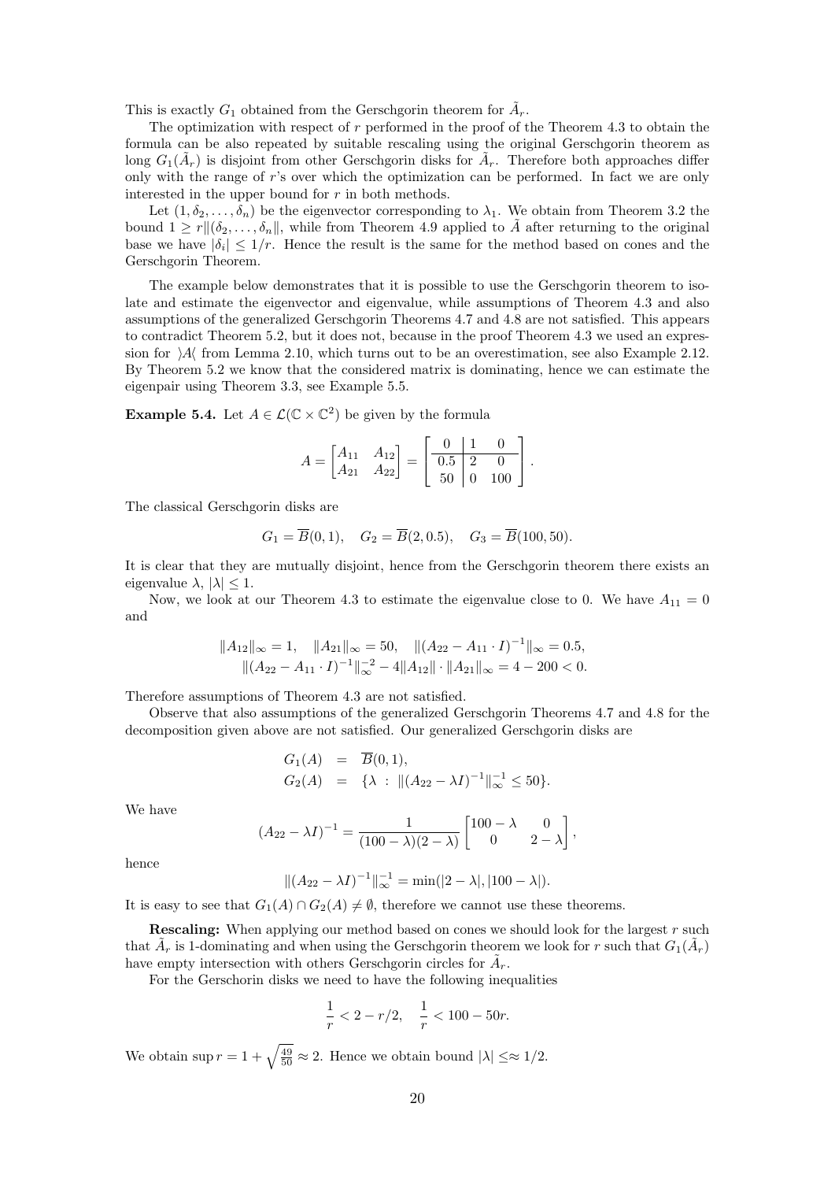This is exactly $G_1$ obtained from the Gerschgorin theorem for $\tilde{A}_r$.

The optimization with respect of $r$ performed in the proof of the Theorem 4.3 to obtain the formula can be also repeated by suitable rescaling using the original Gerschgorin theorem as long $G_1(\tilde{A}_r)$ is disjoint from other Gerschgorin disks for $\tilde{A}_r$. Therefore both approaches differ only with the range of $r$'s over which the optimization can be performed. In fact we are only interested in the upper bound for $r$ in both methods.

Let $(1, \delta_2, \ldots, \delta_n)$ be the eigenvector corresponding to $\lambda_1$. We obtain from Theorem 3.2 the bound $1 \geq r\|(\delta_2, \ldots, \delta_n\|$, while from Theorem 4.9 applied to $\tilde{A}$ after returning to the original base we have $|\delta_i| \leq 1/r$. Hence the result is the same for the method based on cones and the Gerschgorin Theorem.

The example below demonstrates that it is possible to use the Gerschgorin theorem to isolate and estimate the eigenvector and eigenvalue, while assumptions of Theorem 4.3 and also assumptions of the generalized Gerschgorin Theorems 4.7 and 4.8 are not satisfied. This appears to contradict Theorem 5.2, but it does not, because in the proof Theorem 4.3 we used an expression for $\rangle A \langle$ from Lemma 2.10, which turns out to be an overestimation, see also Example 2.12. By Theorem 5.2 we know that the considered matrix is dominating, hence we can estimate the eigenpair using Theorem 3.3, see Example 5.5.

**Example 5.4.** Let $A \in \mathcal{L}(\mathbb{C} \times \mathbb{C}^2)$ be given by the formula

$$A = \begin{bmatrix} A_{11} & A_{12} \\ A_{21} & A_{22} \end{bmatrix} = \left[ \begin{array}{c|cc} 0 & 1 & 0 \\ \hline 0.5 & 2 & 0 \\ 50 & 0 & 100 \end{array} \right].$$

The classical Gerschgorin disks are

$$G_1 = \overline{B}(0, 1), \quad G_2 = \overline{B}(2, 0.5), \quad G_3 = \overline{B}(100, 50).$$

It is clear that they are mutually disjoint, hence from the Gerschgorin theorem there exists an eigenvalue $\lambda$, $|\lambda| \leq 1$.

Now, we look at our Theorem 4.3 to estimate the eigenvalue close to 0. We have $A_{11} = 0$ and

$$\|A_{12}\|_\infty = 1, \quad \|A_{21}\|_\infty = 50, \quad \|(A_{22} - A_{11} \cdot I)^{-1}\|_\infty = 0.5,$$
$$\|(A_{22} - A_{11} \cdot I)^{-1}\|_\infty^{-2} - 4\|A_{12}\| \cdot \|A_{21}\|_\infty = 4 - 200 < 0.$$

Therefore assumptions of Theorem 4.3 are not satisfied.

Observe that also assumptions of the generalized Gerschgorin Theorems 4.7 and 4.8 for the decomposition given above are not satisfied. Our generalized Gerschgorin disks are

$$\begin{aligned} G_1(A) &= \overline{B}(0, 1), \\ G_2(A) &= \{\lambda \ : \ \|(A_{22} - \lambda I)^{-1}\|_\infty^{-1} \leq 50\}. \end{aligned}$$

We have

$$(A_{22} - \lambda I)^{-1} = \frac{1}{(100 - \lambda)(2 - \lambda)} \begin{bmatrix} 100 - \lambda & 0 \\ 0 & 2 - \lambda \end{bmatrix},$$

hence

$$\|(A_{22} - \lambda I)^{-1}\|_\infty^{-1} = \min(|2 - \lambda|, |100 - \lambda|).$$

It is easy to see that $G_1(A) \cap G_2(A) \neq \emptyset$, therefore we cannot use these theorems.

**Rescaling:** When applying our method based on cones we should look for the largest $r$ such that $\tilde{A}_r$ is 1-dominating and when using the Gerschgorin theorem we look for $r$ such that $G_1(\tilde{A}_r)$ have empty intersection with others Gerschgorin circles for $\tilde{A}_r$.

For the Gerschorin disks we need to have the following inequalities

$$\frac{1}{r} < 2 - r/2, \quad \frac{1}{r} < 100 - 50r.$$

We obtain $\sup r = 1 + \sqrt{\frac{49}{50}} \approx 2$. Hence we obtain bound $|\lambda| \leq\approx 1/2$.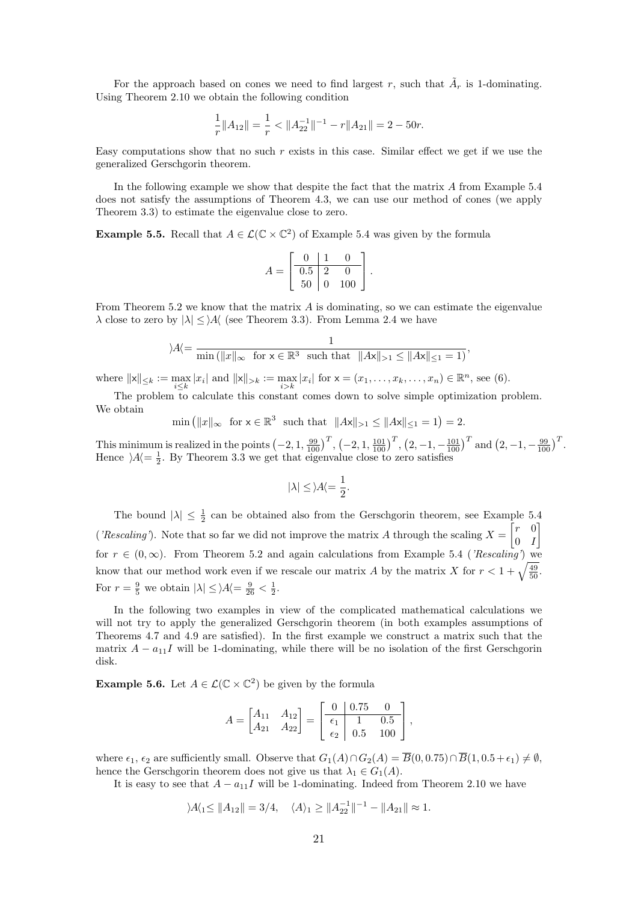For the approach based on cones we need to find largest $r$, such that $\tilde{A}_r$ is 1-dominating. Using Theorem 2.10 we obtain the following condition

$$\frac{1}{r}\|A_{12}\| = \frac{1}{r} < \|A_{22}^{-1}\|^{-1} - r\|A_{21}\| = 2 - 50r.$$

Easy computations show that no such $r$ exists in this case. Similar effect we get if we use the generalized Gerschgorin theorem.

In the following example we show that despite the fact that the matrix $A$ from Example 5.4 does not satisfy the assumptions of Theorem 4.3, we can use our method of cones (we apply Theorem 3.3) to estimate the eigenvalue close to zero.

**Example 5.5.** Recall that $A \in \mathcal{L}(\mathbb{C} \times \mathbb{C}^2)$ of Example 5.4 was given by the formula

$$A = \left[\begin{array}{c|cc} 0 & 1 & 0 \\ \hline 0.5 & 2 & 0 \\ 50 & 0 & 100 \end{array}\right].$$

From Theorem 5.2 we know that the matrix $A$ is dominating, so we can estimate the eigenvalue $\lambda$ close to zero by $|\lambda| \leq \rangle A\langle$ (see Theorem 3.3). From Lemma 2.4 we have

$$\rangle A\langle = \frac{1}{\min\left(\|x\|_\infty \;\text{ for } \mathsf{x} \in \mathbb{R}^3 \;\text{ such that }\; \|A\mathsf{x}\|_{>1} \leq \|A\mathsf{x}\|_{\leq 1} = 1\right)},$$

where $\|\mathsf{x}\|_{\leq k} := \max_{i \leq k} |x_i|$ and $\|\mathsf{x}\|_{>k} := \max_{i>k} |x_i|$ for $\mathsf{x} = (x_1, \ldots, x_k, \ldots, x_n) \in \mathbb{R}^n$, see (6).

The problem to calculate this constant comes down to solve simple optimization problem. We obtain

$$\min\left(\|x\|_\infty \;\text{ for } \mathsf{x} \in \mathbb{R}^3 \;\text{ such that }\; \|A\mathsf{x}\|_{>1} \leq \|A\mathsf{x}\|_{\leq 1} = 1\right) = 2.$$

This minimum is realized in the points $\left(-2, 1, \frac{99}{100}\right)^T$, $\left(-2, 1, \frac{101}{100}\right)^T$, $\left(2, -1, -\frac{101}{100}\right)^T$ and $\left(2, -1, -\frac{99}{100}\right)^T$. Hence $\rangle A\langle = \frac{1}{2}$. By Theorem 3.3 we get that eigenvalue close to zero satisfies

$$|\lambda| \leq \rangle A\langle = \frac{1}{2}.$$

The bound $|\lambda| \leq \frac{1}{2}$ can be obtained also from the Gerschgorin theorem, see Example 5.4 (*'Rescaling'*). Note that so far we did not improve the matrix $A$ through the scaling $X = \begin{bmatrix} r & 0 \\ 0 & I \end{bmatrix}$ for $r \in (0, \infty)$. From Theorem 5.2 and again calculations from Example 5.4 (*'Rescaling'*) we know that our method work even if we rescale our matrix $A$ by the matrix $X$ for $r < 1 + \sqrt{\frac{49}{50}}$. For $r = \frac{9}{5}$ we obtain $|\lambda| \leq \rangle A\langle = \frac{9}{26} < \frac{1}{2}$.

In the following two examples in view of the complicated mathematical calculations we will not try to apply the generalized Gerschgorin theorem (in both examples assumptions of Theorems 4.7 and 4.9 are satisfied). In the first example we construct a matrix such that the matrix $A - a_{11}I$ will be 1-dominating, while there will be no isolation of the first Gerschgorin disk.

**Example 5.6.** Let $A \in \mathcal{L}(\mathbb{C} \times \mathbb{C}^2)$ be given by the formula

$$A = \begin{bmatrix} A_{11} & A_{12} \\ A_{21} & A_{22} \end{bmatrix} = \left[\begin{array}{c|cc} 0 & 0.75 & 0 \\ \hline \epsilon_1 & 1 & 0.5 \\ \epsilon_2 & 0.5 & 100 \end{array}\right],$$

where $\epsilon_1$, $\epsilon_2$ are sufficiently small. Observe that $G_1(A) \cap G_2(A) = \overline{B}(0, 0.75) \cap \overline{B}(1, 0.5 + \epsilon_1) \neq \emptyset$, hence the Gerschgorin theorem does not give us that $\lambda_1 \in G_1(A)$.

It is easy to see that $A - a_{11}I$ will be 1-dominating. Indeed from Theorem 2.10 we have

$$\rangle A\langle_1 \leq \|A_{12}\| = 3/4, \quad \langle A\rangle_1 \geq \|A_{22}^{-1}\|^{-1} - \|A_{21}\| \approx 1.$$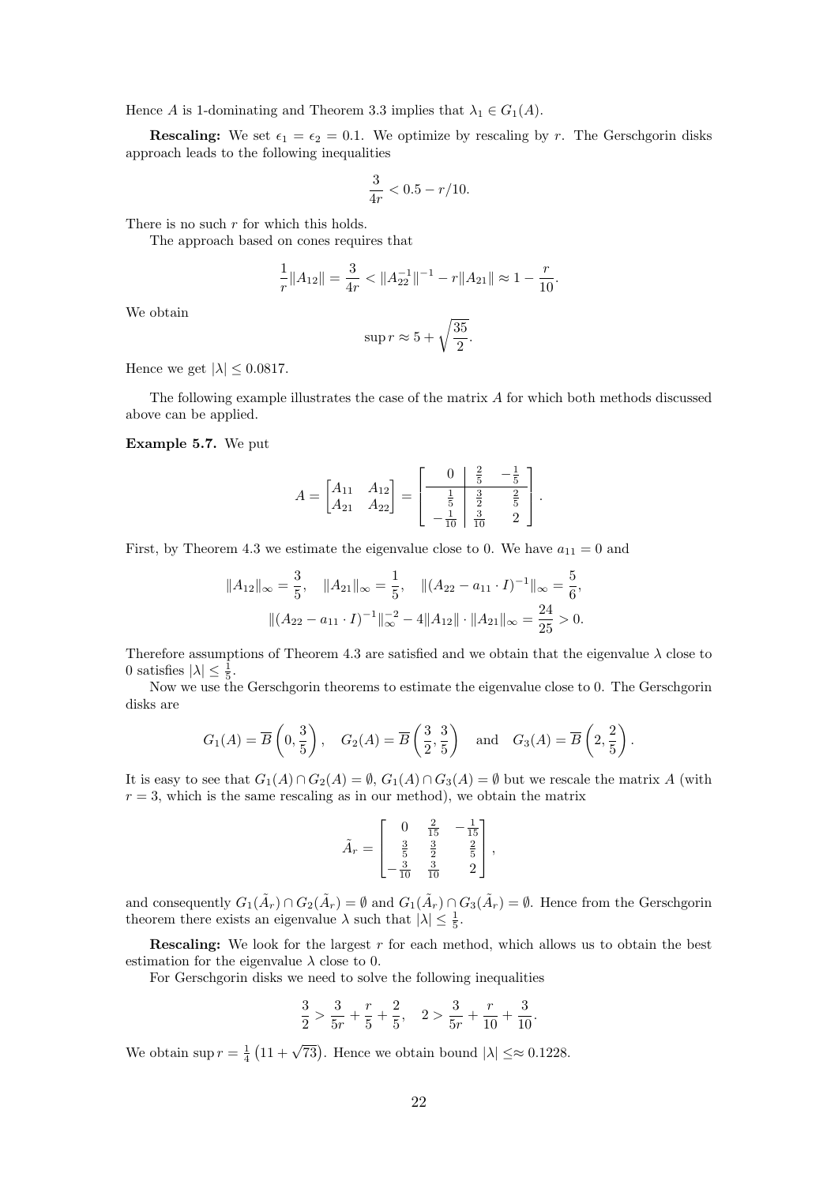Hence $A$ is 1-dominating and Theorem 3.3 implies that $\lambda_1 \in G_1(A)$.

**Rescaling:** We set $\epsilon_1 = \epsilon_2 = 0.1$. We optimize by rescaling by $r$. The Gerschgorin disks approach leads to the following inequalities

$$\frac{3}{4r} < 0.5 - r/10.$$

There is no such $r$ for which this holds.

The approach based on cones requires that

$$\frac{1}{r}\|A_{12}\| = \frac{3}{4r} < \|A_{22}^{-1}\|^{-1} - r\|A_{21}\| \approx 1 - \frac{r}{10}.$$

We obtain

$$\sup r \approx 5 + \sqrt{\frac{35}{2}}.$$

Hence we get $|\lambda| \leq 0.0817$.

The following example illustrates the case of the matrix $A$ for which both methods discussed above can be applied.

**Example 5.7.** We put

$$A = \begin{bmatrix} A_{11} & A_{12} \\ A_{21} & A_{22} \end{bmatrix} = \left[\begin{array}{c|cc} 0 & \frac{2}{5} & -\frac{1}{5} \\ \hline \frac{1}{5} & \frac{3}{2} & \frac{2}{5} \\ -\frac{1}{10} & \frac{3}{10} & 2 \end{array}\right].$$

First, by Theorem 4.3 we estimate the eigenvalue close to 0. We have $a_{11} = 0$ and

$$\|A_{12}\|_\infty = \frac{3}{5}, \quad \|A_{21}\|_\infty = \frac{1}{5}, \quad \|(A_{22} - a_{11} \cdot I)^{-1}\|_\infty = \frac{5}{6},$$
$$\|(A_{22} - a_{11} \cdot I)^{-1}\|_\infty^{-2} - 4\|A_{12}\| \cdot \|A_{21}\|_\infty = \frac{24}{25} > 0.$$

Therefore assumptions of Theorem 4.3 are satisfied and we obtain that the eigenvalue $\lambda$ close to 0 satisfies $|\lambda| \leq \frac{1}{5}$.

Now we use the Gerschgorin theorems to estimate the eigenvalue close to 0. The Gerschgorin disks are

$$G_1(A) = \overline{B}\left(0, \frac{3}{5}\right), \quad G_2(A) = \overline{B}\left(\frac{3}{2}, \frac{3}{5}\right) \quad \text{and} \quad G_3(A) = \overline{B}\left(2, \frac{2}{5}\right).$$

It is easy to see that $G_1(A) \cap G_2(A) = \emptyset$, $G_1(A) \cap G_3(A) = \emptyset$ but we rescale the matrix $A$ (with $r = 3$, which is the same rescaling as in our method), we obtain the matrix

$$\tilde{A}_r = \begin{bmatrix} 0 & \frac{2}{15} & -\frac{1}{15} \\ \frac{3}{5} & \frac{3}{2} & \frac{2}{5} \\ -\frac{3}{10} & \frac{3}{10} & 2 \end{bmatrix},$$

and consequently $G_1(\tilde{A}_r) \cap G_2(\tilde{A}_r) = \emptyset$ and $G_1(\tilde{A}_r) \cap G_3(\tilde{A}_r) = \emptyset$. Hence from the Gerschgorin theorem there exists an eigenvalue $\lambda$ such that $|\lambda| \leq \frac{1}{5}$.

**Rescaling:** We look for the largest $r$ for each method, which allows us to obtain the best estimation for the eigenvalue $\lambda$ close to 0.

For Gerschgorin disks we need to solve the following inequalities

$$\frac{3}{2} > \frac{3}{5r} + \frac{r}{5} + \frac{2}{5}, \quad 2 > \frac{3}{5r} + \frac{r}{10} + \frac{3}{10}.$$

We obtain $\sup r = \frac{1}{4}\left(11 + \sqrt{73}\right)$. Hence we obtain bound $|\lambda| \leq\approx 0.1228$.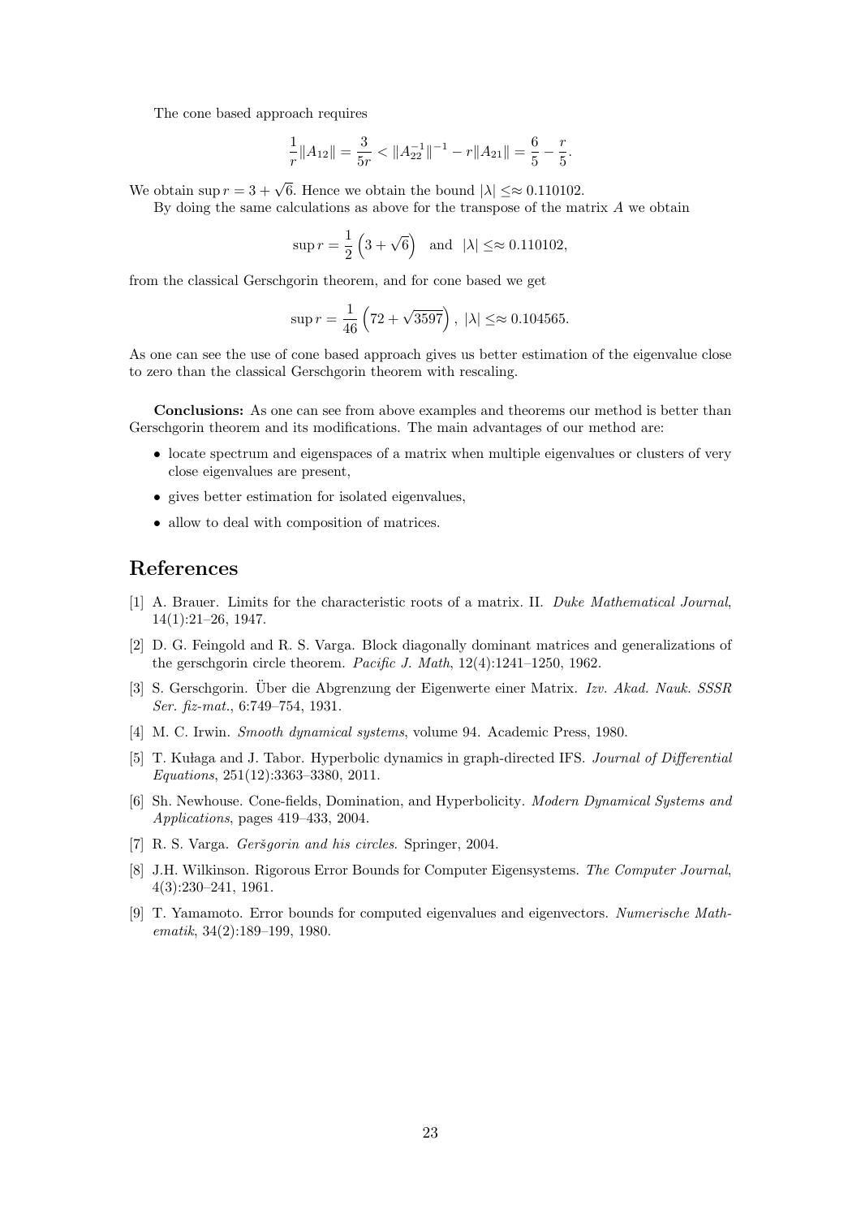The cone based approach requires

$$\frac{1}{r}\|A_{12}\| = \frac{3}{5r} < \|A_{22}^{-1}\|^{-1} - r\|A_{21}\| = \frac{6}{5} - \frac{r}{5}.$$

We obtain $\sup r = 3 + \sqrt{6}$. Hence we obtain the bound $|\lambda| \leq\approx 0.110102$.

By doing the same calculations as above for the transpose of the matrix $A$ we obtain

$$\sup r = \frac{1}{2}\left(3 + \sqrt{6}\right) \quad \text{and} \quad |\lambda| \leq\approx 0.110102,$$

from the classical Gerschgorin theorem, and for cone based we get

$$\sup r = \frac{1}{46}\left(72 + \sqrt{3597}\right), \ |\lambda| \leq\approx 0.104565.$$

As one can see the use of cone based approach gives us better estimation of the eigenvalue close to zero than the classical Gerschgorin theorem with rescaling.

**Conclusions:** As one can see from above examples and theorems our method is better than Gerschgorin theorem and its modifications. The main advantages of our method are:

- locate spectrum and eigenspaces of a matrix when multiple eigenvalues or clusters of very close eigenvalues are present,
- gives better estimation for isolated eigenvalues,
- allow to deal with composition of matrices.

# References

[1] A. Brauer. Limits for the characteristic roots of a matrix. II. *Duke Mathematical Journal*, 14(1):21–26, 1947.

[2] D. G. Feingold and R. S. Varga. Block diagonally dominant matrices and generalizations of the gerschgorin circle theorem. *Pacific J. Math*, 12(4):1241–1250, 1962.

[3] S. Gerschgorin. Über die Abgrenzung der Eigenwerte einer Matrix. *Izv. Akad. Nauk. SSSR Ser. fiz-mat.*, 6:749–754, 1931.

[4] M. C. Irwin. *Smooth dynamical systems*, volume 94. Academic Press, 1980.

[5] T. Kułaga and J. Tabor. Hyperbolic dynamics in graph-directed IFS. *Journal of Differential Equations*, 251(12):3363–3380, 2011.

[6] Sh. Newhouse. Cone-fields, Domination, and Hyperbolicity. *Modern Dynamical Systems and Applications*, pages 419–433, 2004.

[7] R. S. Varga. *Geršgorin and his circles*. Springer, 2004.

[8] J.H. Wilkinson. Rigorous Error Bounds for Computer Eigensystems. *The Computer Journal*, 4(3):230–241, 1961.

[9] T. Yamamoto. Error bounds for computed eigenvalues and eigenvectors. *Numerische Mathematik*, 34(2):189–199, 1980.